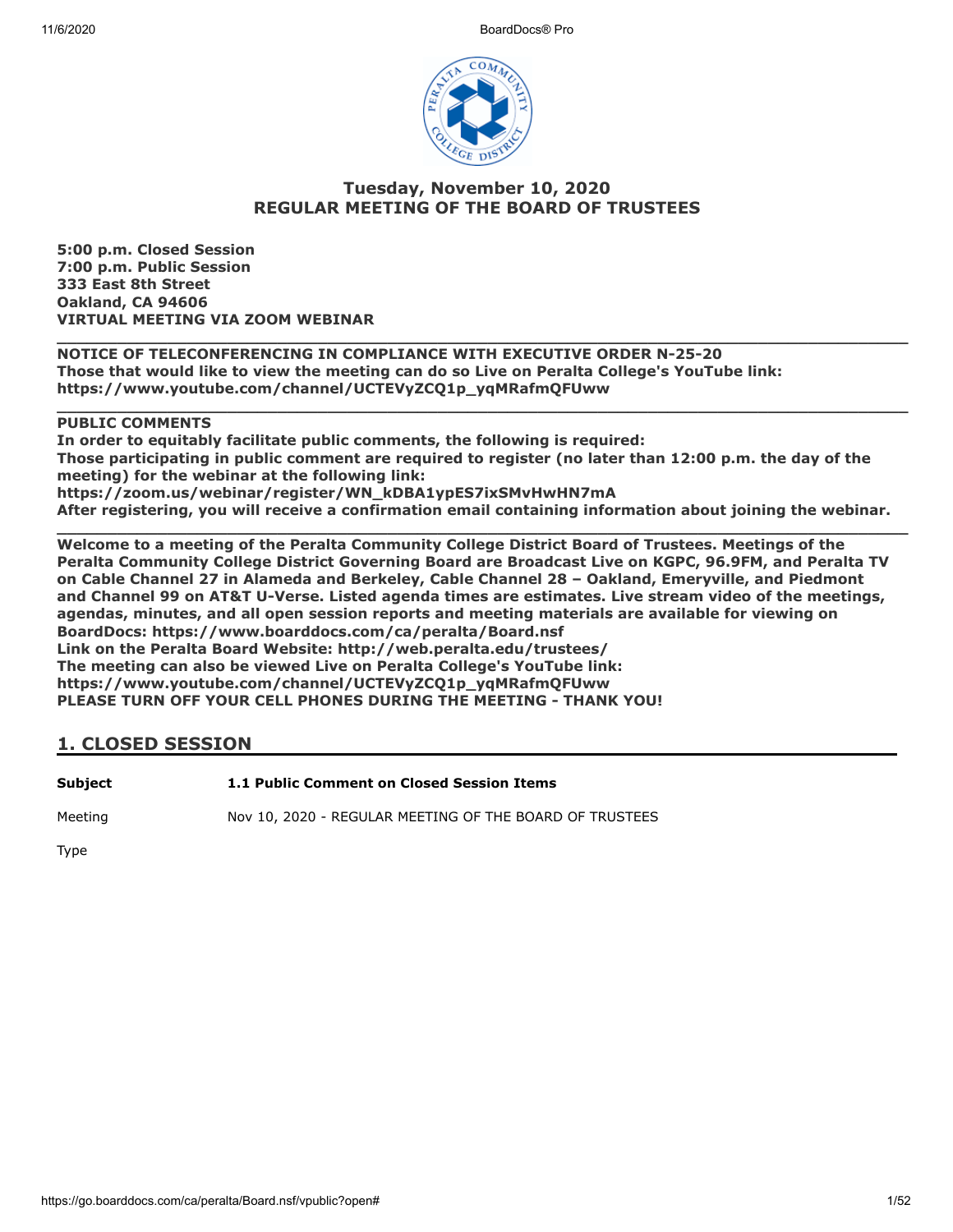# Tuesday, November 10, 2020
# REGULAR MEETING OF THE BOARD OF TRUSTEES

**5:00 p.m. Closed Session**
**7:00 p.m. Public Session**
**333 East 8th Street**
**Oakland, CA 94606**
**VIRTUAL MEETING VIA ZOOM WEBINAR**

---

**NOTICE OF TELECONFERENCING IN COMPLIANCE WITH EXECUTIVE ORDER N-25-20**
**Those that would like to view the meeting can do so Live on Peralta College's YouTube link:**
**https://www.youtube.com/channel/UCTEVyZCQ1p_yqMRafmQFUww**

---

**PUBLIC COMMENTS**
**In order to equitably facilitate public comments, the following is required:**
**Those participating in public comment are required to register (no later than 12:00 p.m. the day of the meeting) for the webinar at the following link:**
**https://zoom.us/webinar/register/WN_kDBA1ypES7ixSMvHwHN7mA**
**After registering, you will receive a confirmation email containing information about joining the webinar.**

---

**Welcome to a meeting of the Peralta Community College District Board of Trustees. Meetings of the Peralta Community College District Governing Board are Broadcast Live on KGPC, 96.9FM, and Peralta TV on Cable Channel 27 in Alameda and Berkeley, Cable Channel 28 – Oakland, Emeryville, and Piedmont and Channel 99 on AT&T U-Verse. Listed agenda times are estimates. Live stream video of the meetings, agendas, minutes, and all open session reports and meeting materials are available for viewing on BoardDocs: https://www.boarddocs.com/ca/peralta/Board.nsf**
**Link on the Peralta Board Website: http://web.peralta.edu/trustees/**
**The meeting can also be viewed Live on Peralta College's YouTube link:**
**https://www.youtube.com/channel/UCTEVyZCQ1p_yqMRafmQFUww**
**PLEASE TURN OFF YOUR CELL PHONES DURING THE MEETING - THANK YOU!**

## 1. CLOSED SESSION

| | |
|---|---|
| **Subject** | **1.1 Public Comment on Closed Session Items** |
| Meeting | Nov 10, 2020 - REGULAR MEETING OF THE BOARD OF TRUSTEES |
| Type | |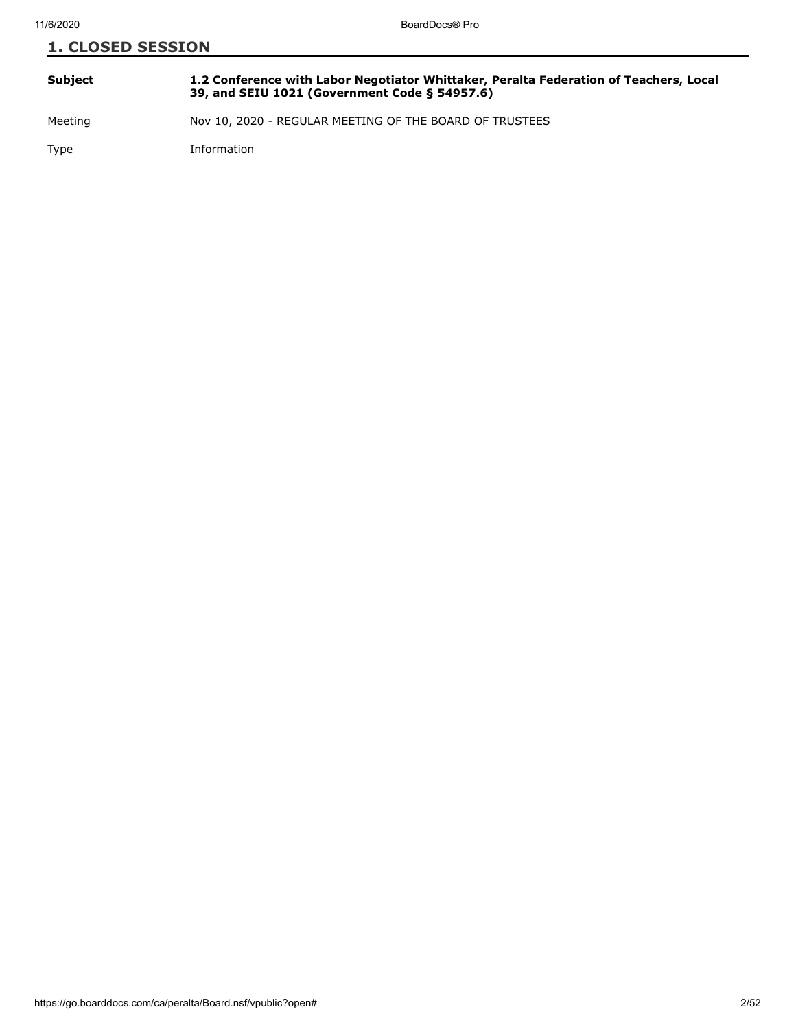## 1. CLOSED SESSION

| | |
|---|---|
| **Subject** | **1.2 Conference with Labor Negotiator Whittaker, Peralta Federation of Teachers, Local 39, and SEIU 1021 (Government Code § 54957.6)** |
| Meeting | Nov 10, 2020 - REGULAR MEETING OF THE BOARD OF TRUSTEES |
| Type | Information |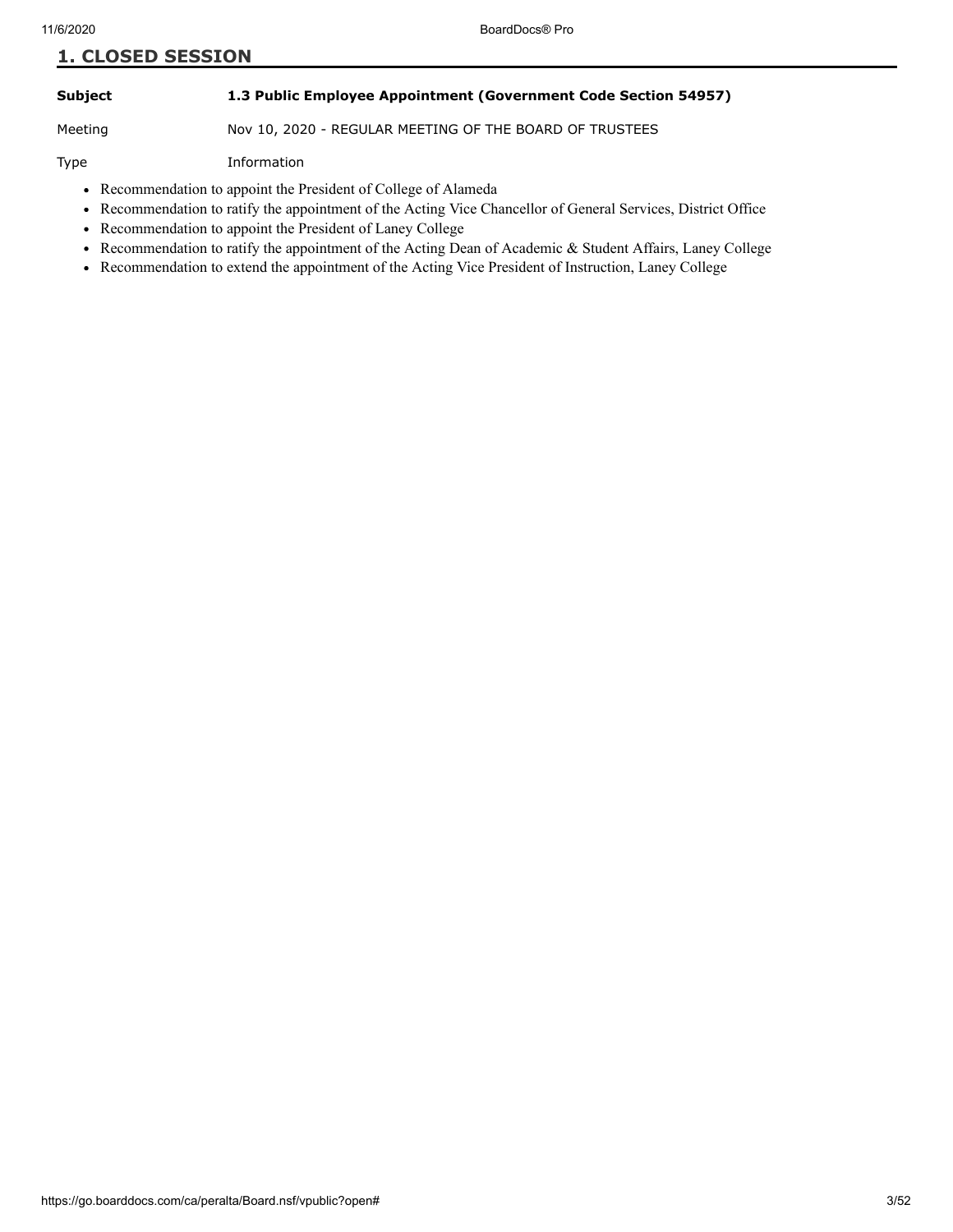## 1. CLOSED SESSION

**Subject** **1.3 Public Employee Appointment (Government Code Section 54957)**

Meeting Nov 10, 2020 - REGULAR MEETING OF THE BOARD OF TRUSTEES

Type Information

- Recommendation to appoint the President of College of Alameda
- Recommendation to ratify the appointment of the Acting Vice Chancellor of General Services, District Office
- Recommendation to appoint the President of Laney College
- Recommendation to ratify the appointment of the Acting Dean of Academic & Student Affairs, Laney College
- Recommendation to extend the appointment of the Acting Vice President of Instruction, Laney College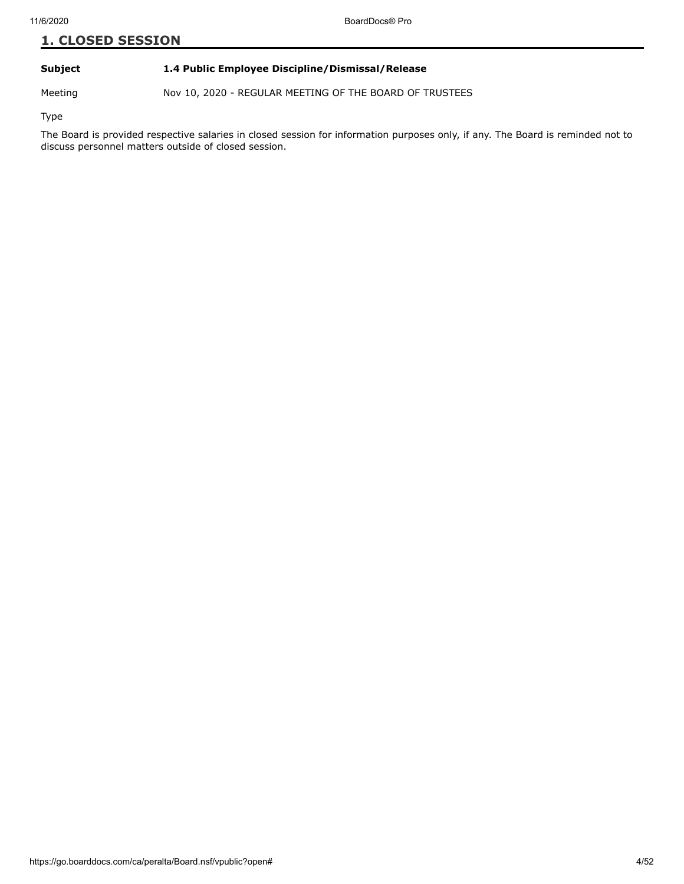## 1. CLOSED SESSION

**Subject** **1.4 Public Employee Discipline/Dismissal/Release**

Meeting Nov 10, 2020 - REGULAR MEETING OF THE BOARD OF TRUSTEES

Type

The Board is provided respective salaries in closed session for information purposes only, if any. The Board is reminded not to discuss personnel matters outside of closed session.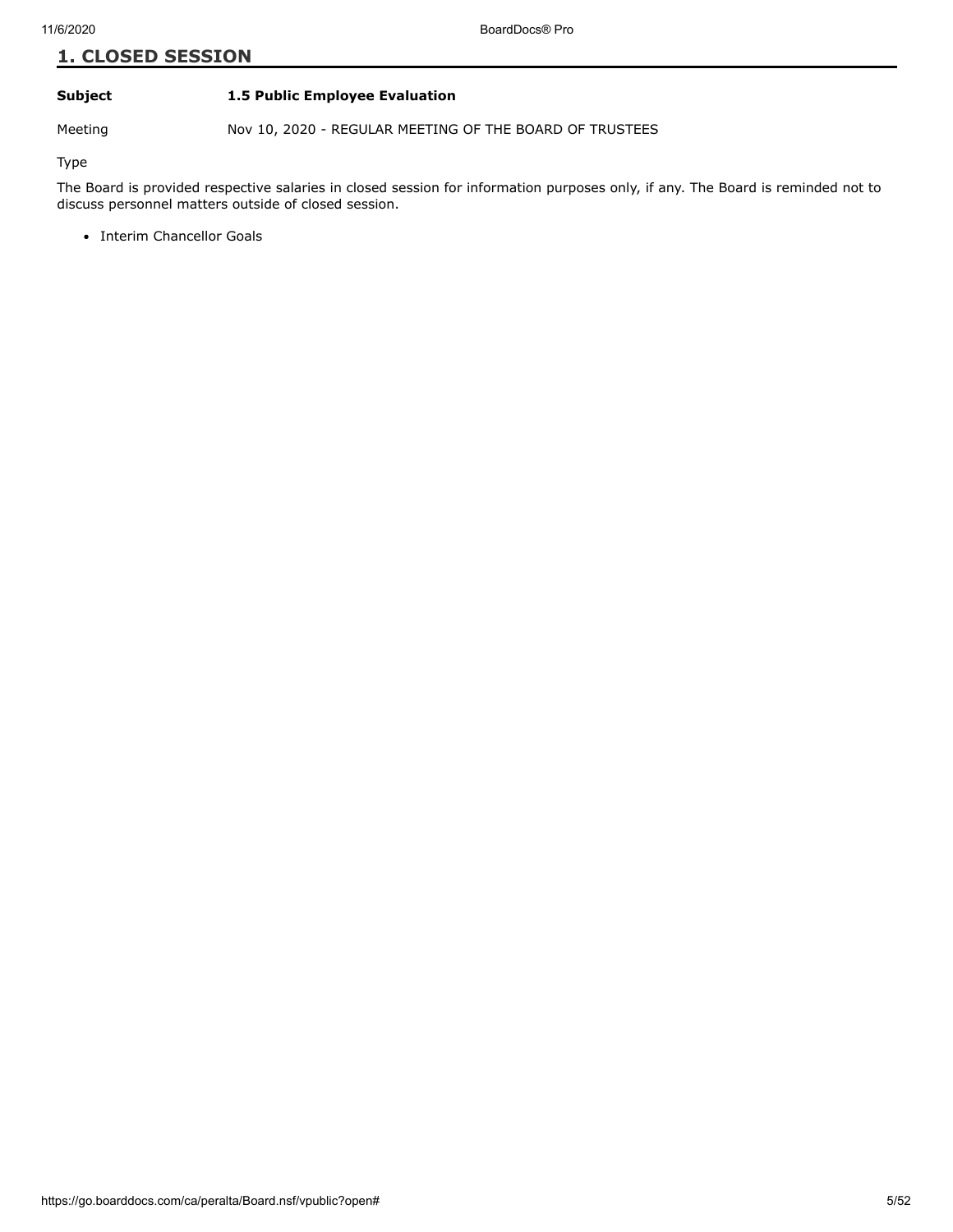## 1. CLOSED SESSION

**Subject** **1.5 Public Employee Evaluation**

Meeting Nov 10, 2020 - REGULAR MEETING OF THE BOARD OF TRUSTEES

Type

The Board is provided respective salaries in closed session for information purposes only, if any. The Board is reminded not to discuss personnel matters outside of closed session.

- Interim Chancellor Goals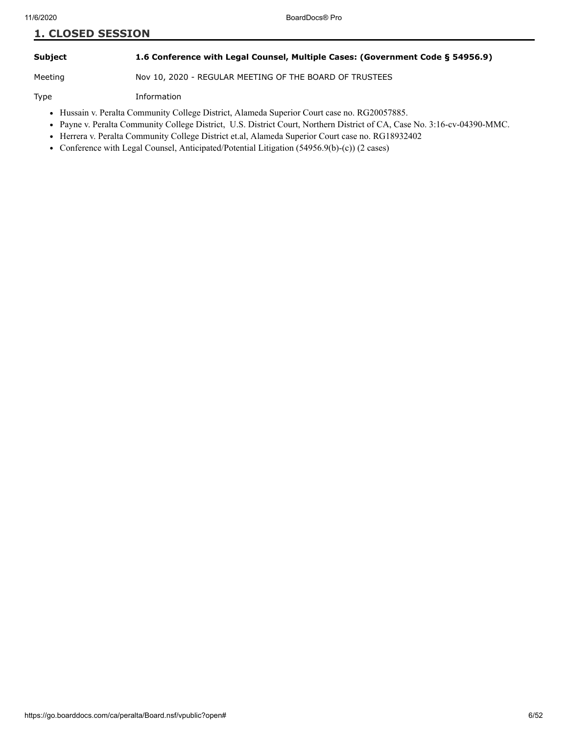## 1. CLOSED SESSION

| | |
|---|---|
| **Subject** | **1.6 Conference with Legal Counsel, Multiple Cases: (Government Code § 54956.9)** |
| Meeting | Nov 10, 2020 - REGULAR MEETING OF THE BOARD OF TRUSTEES |
| Type | Information |

- Hussain v. Peralta Community College District, Alameda Superior Court case no. RG20057885.
- Payne v. Peralta Community College District, U.S. District Court, Northern District of CA, Case No. 3:16-cv-04390-MMC.
- Herrera v. Peralta Community College District et.al, Alameda Superior Court case no. RG18932402
- Conference with Legal Counsel, Anticipated/Potential Litigation (54956.9(b)-(c)) (2 cases)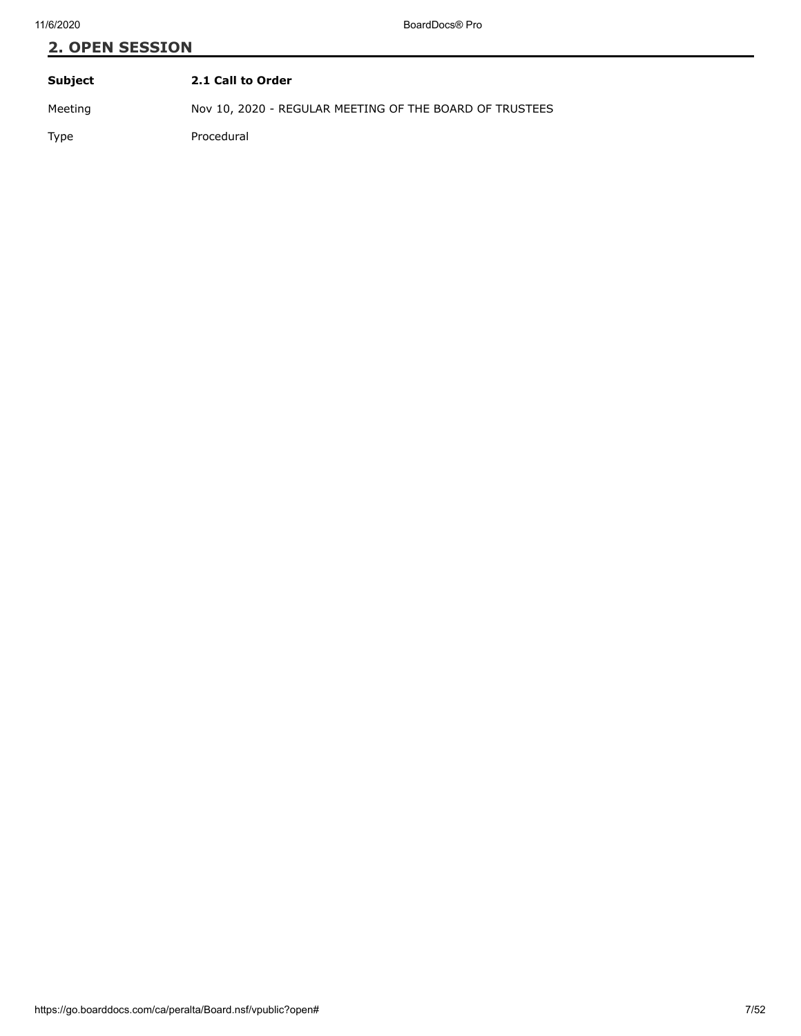## 2. OPEN SESSION

| **Subject** | **2.1 Call to Order** |
|---|---|
| Meeting | Nov 10, 2020 - REGULAR MEETING OF THE BOARD OF TRUSTEES |
| Type | Procedural |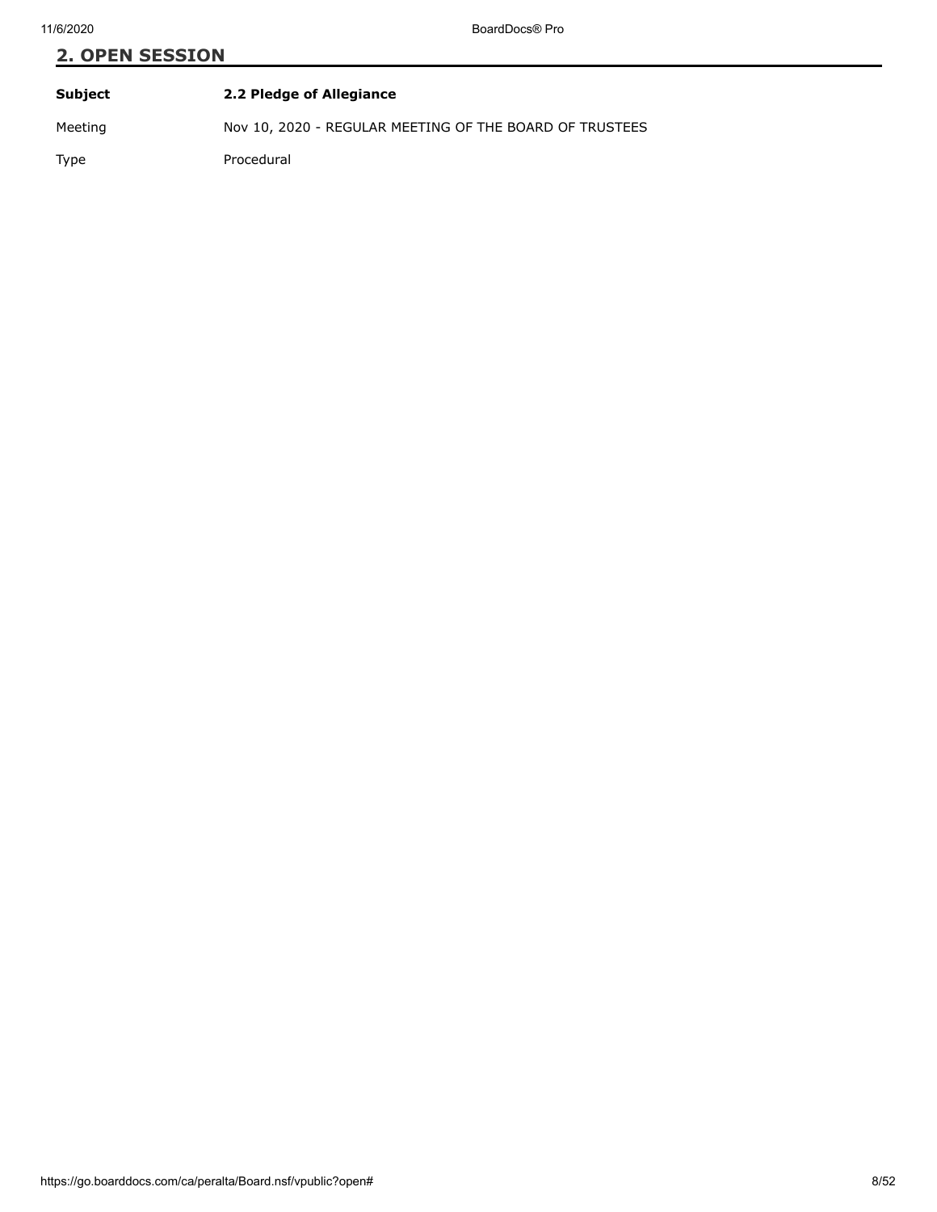## 2. OPEN SESSION

| | |
|---|---|
| **Subject** | **2.2 Pledge of Allegiance** |
| Meeting | Nov 10, 2020 - REGULAR MEETING OF THE BOARD OF TRUSTEES |
| Type | Procedural |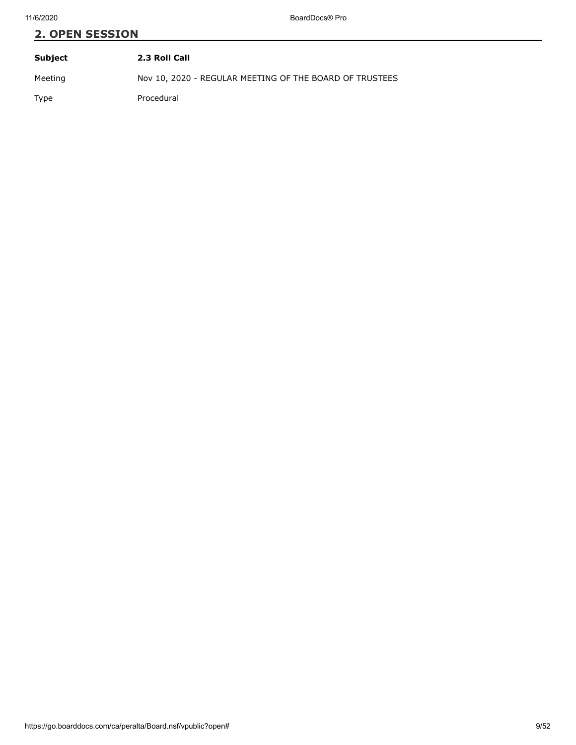## 2. OPEN SESSION

| | |
|---|---|
| **Subject** | **2.3 Roll Call** |
| Meeting | Nov 10, 2020 - REGULAR MEETING OF THE BOARD OF TRUSTEES |
| Type | Procedural |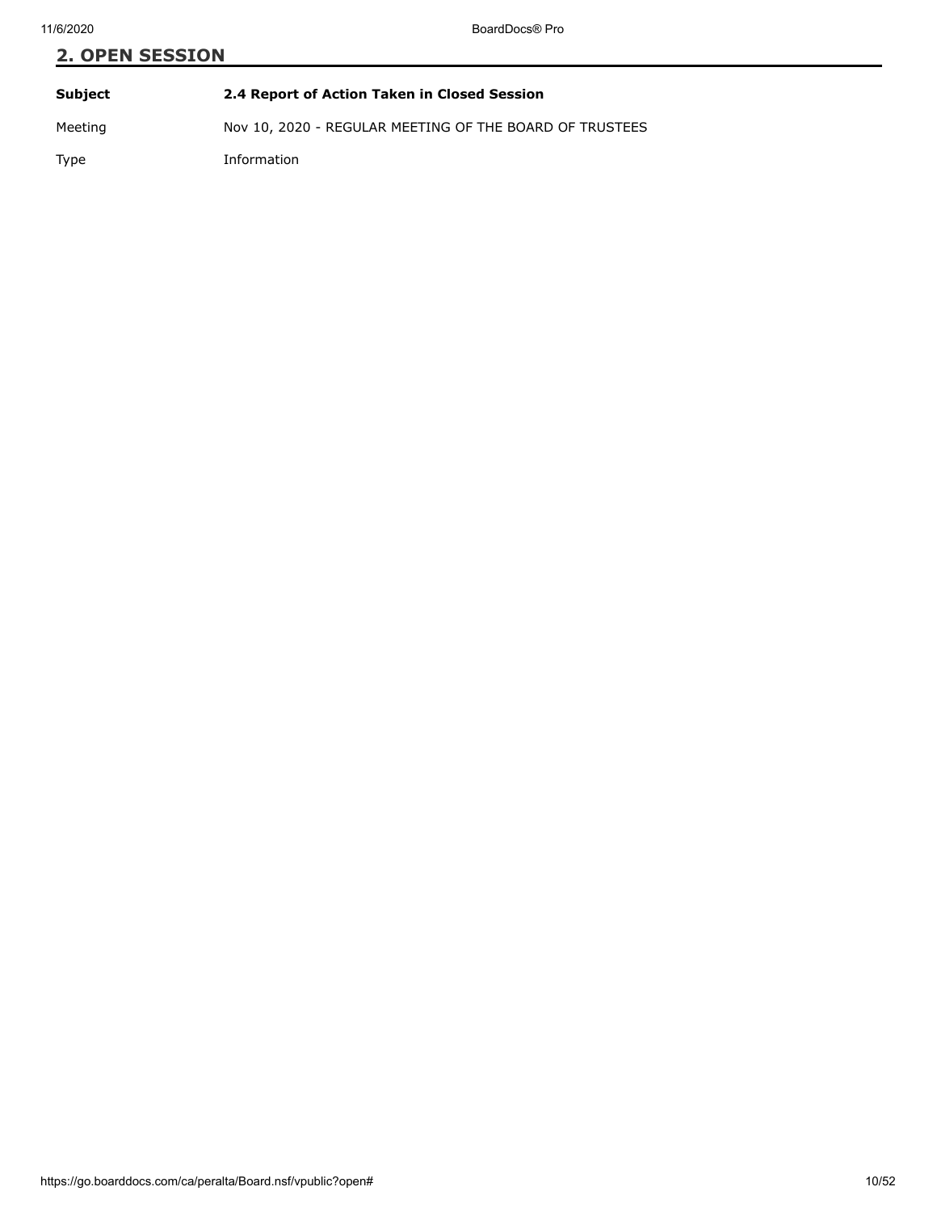## 2. OPEN SESSION

| | |
|---|---|
| **Subject** | **2.4 Report of Action Taken in Closed Session** |
| Meeting | Nov 10, 2020 - REGULAR MEETING OF THE BOARD OF TRUSTEES |
| Type | Information |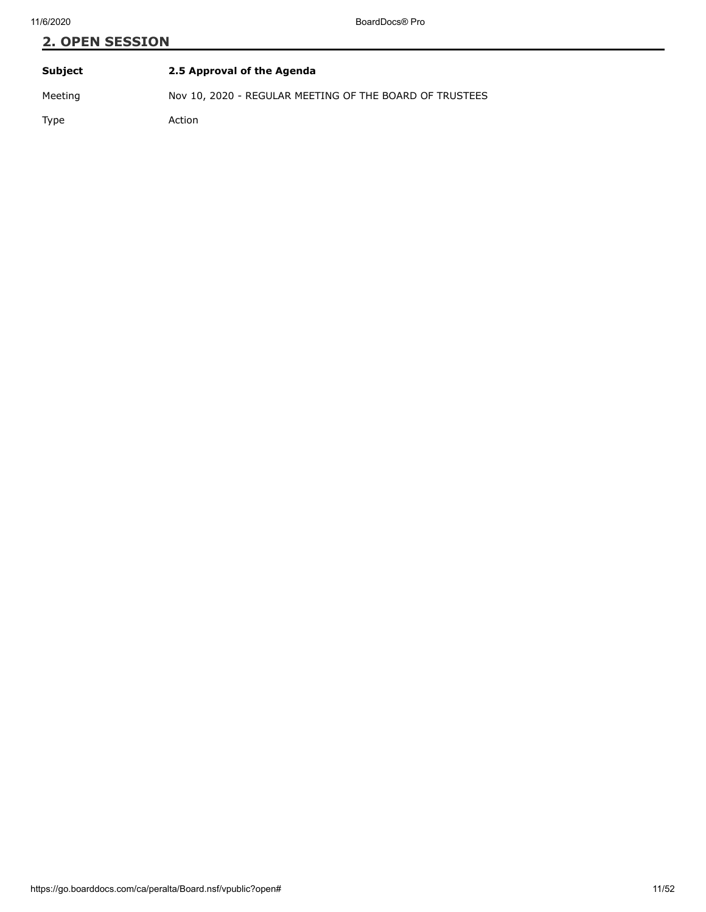## 2. OPEN SESSION

| **Subject** | **2.5 Approval of the Agenda** |
| --- | --- |
| Meeting | Nov 10, 2020 - REGULAR MEETING OF THE BOARD OF TRUSTEES |
| Type | Action |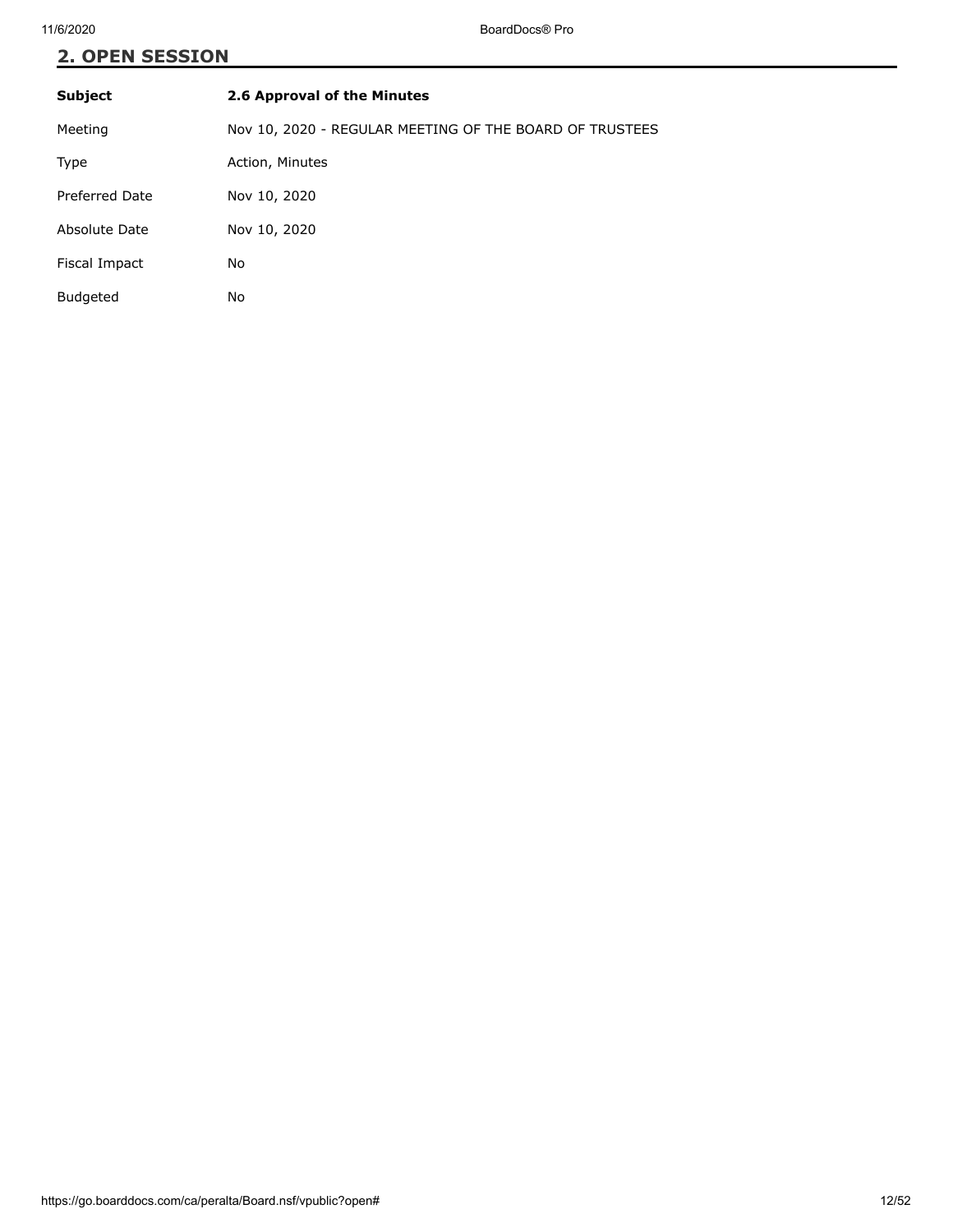## 2. OPEN SESSION

| | |
|---|---|
| **Subject** | **2.6 Approval of the Minutes** |
| Meeting | Nov 10, 2020 - REGULAR MEETING OF THE BOARD OF TRUSTEES |
| Type | Action, Minutes |
| Preferred Date | Nov 10, 2020 |
| Absolute Date | Nov 10, 2020 |
| Fiscal Impact | No |
| Budgeted | No |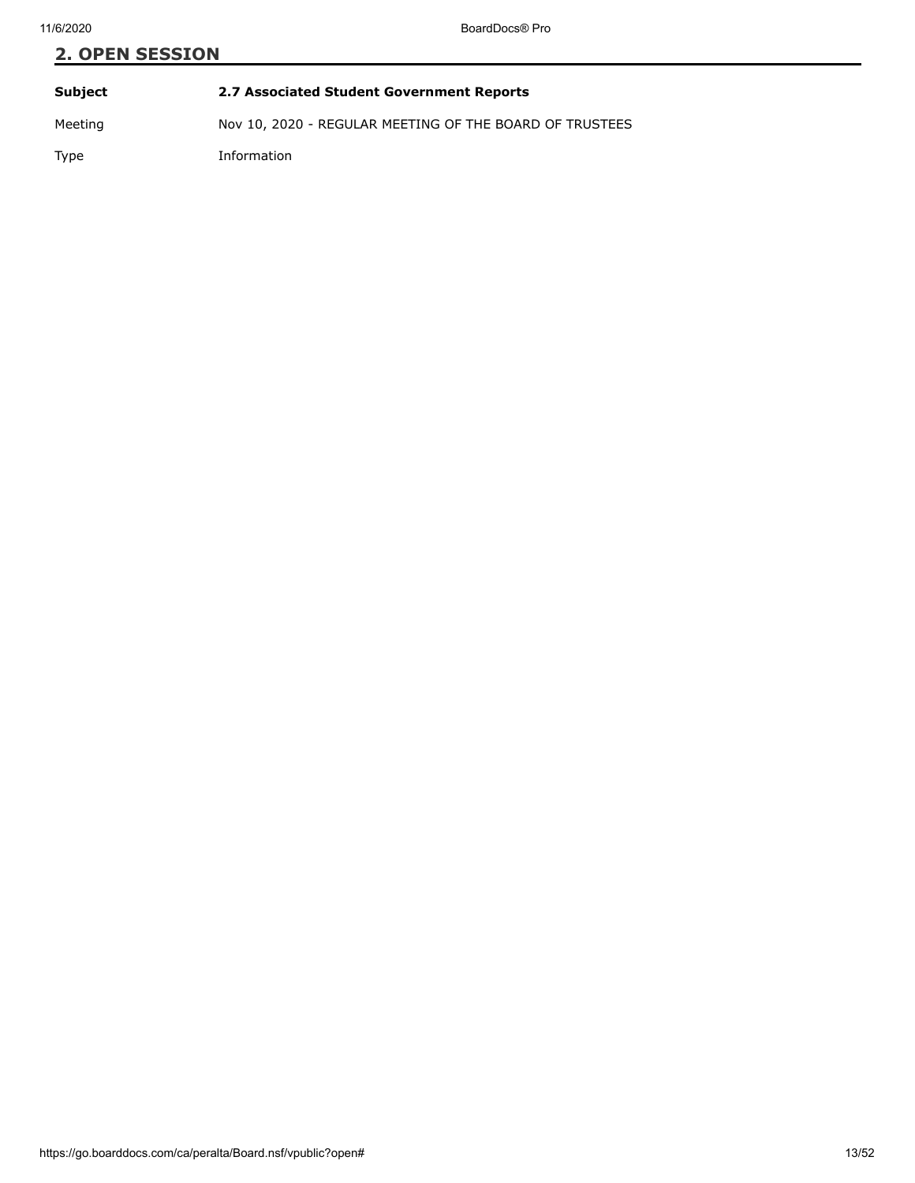## 2. OPEN SESSION

| | |
|---|---|
| **Subject** | **2.7 Associated Student Government Reports** |
| Meeting | Nov 10, 2020 - REGULAR MEETING OF THE BOARD OF TRUSTEES |
| Type | Information |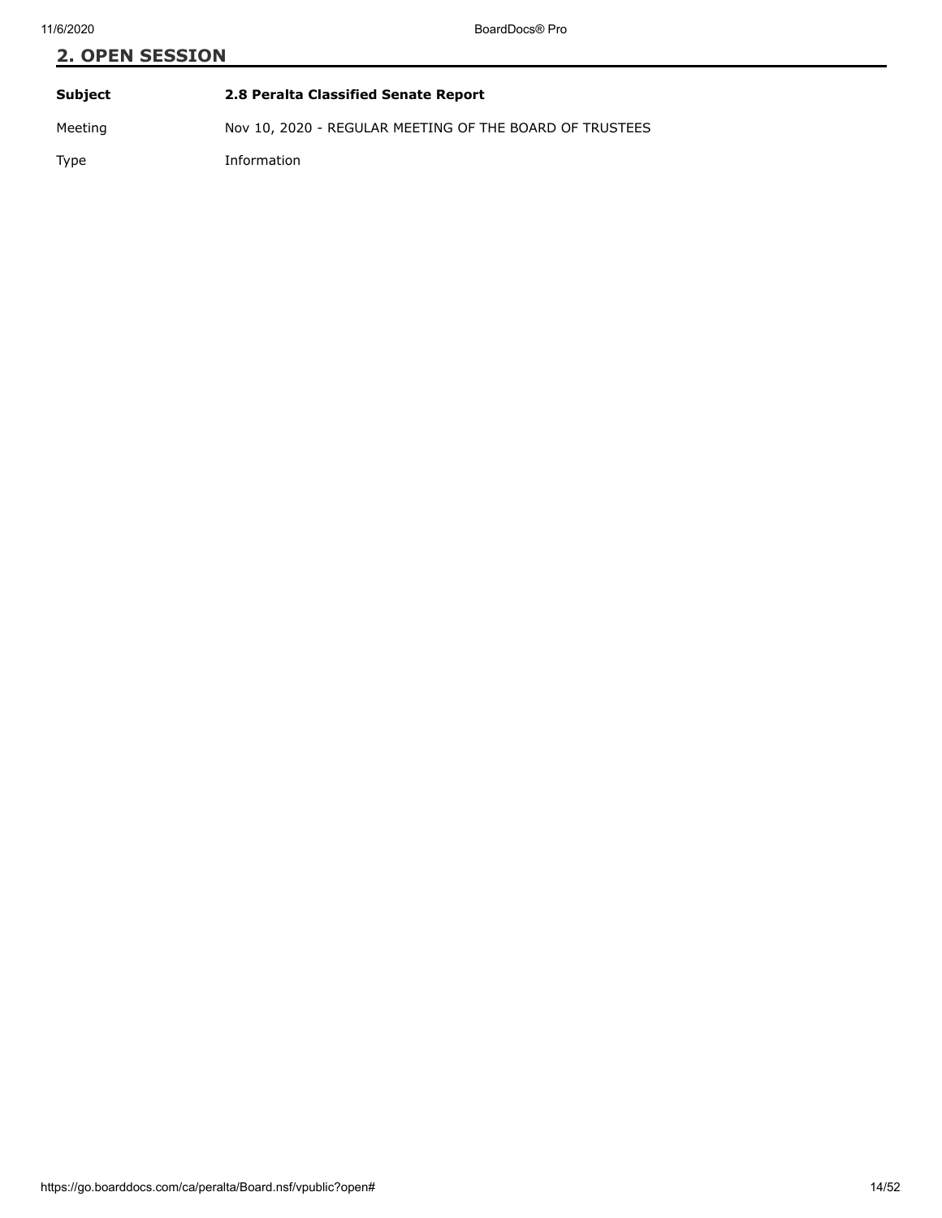## 2. OPEN SESSION

| **Subject** | **2.8 Peralta Classified Senate Report** |
| --- | --- |
| Meeting | Nov 10, 2020 - REGULAR MEETING OF THE BOARD OF TRUSTEES |
| Type | Information |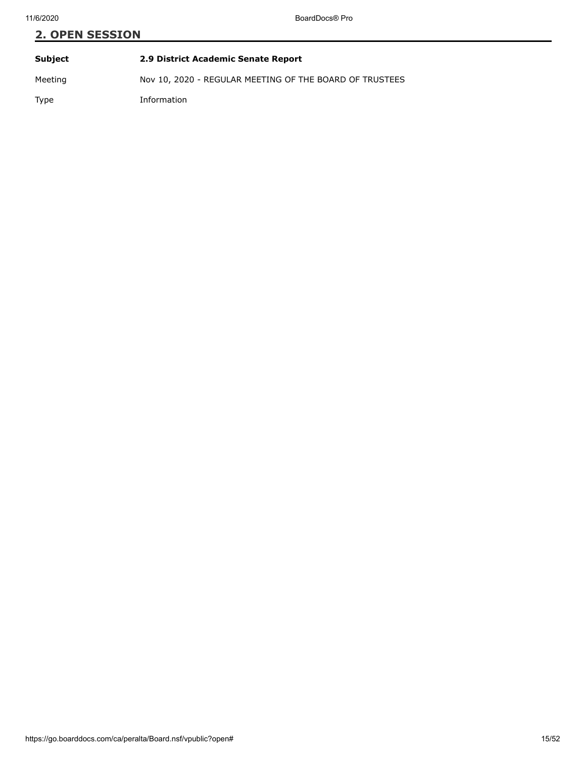## 2. OPEN SESSION

| **Subject** | **2.9 District Academic Senate Report** |
| --- | --- |
| Meeting | Nov 10, 2020 - REGULAR MEETING OF THE BOARD OF TRUSTEES |
| Type | Information |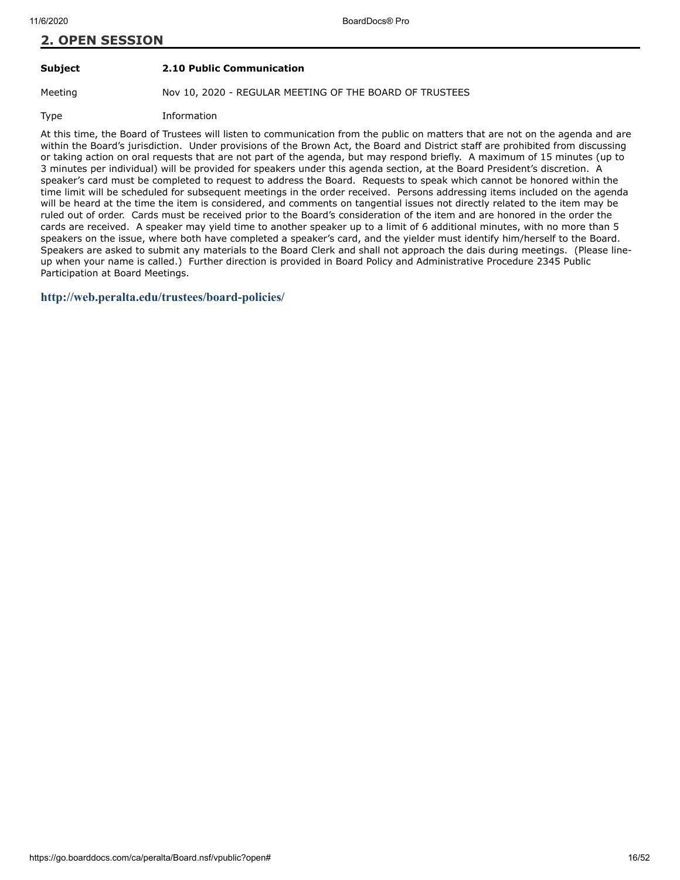## 2. OPEN SESSION

| | |
|---|---|
| **Subject** | **2.10 Public Communication** |
| Meeting | Nov 10, 2020 - REGULAR MEETING OF THE BOARD OF TRUSTEES |
| Type | Information |

At this time, the Board of Trustees will listen to communication from the public on matters that are not on the agenda and are within the Board's jurisdiction. Under provisions of the Brown Act, the Board and District staff are prohibited from discussing or taking action on oral requests that are not part of the agenda, but may respond briefly. A maximum of 15 minutes (up to 3 minutes per individual) will be provided for speakers under this agenda section, at the Board President's discretion. A speaker's card must be completed to request to address the Board. Requests to speak which cannot be honored within the time limit will be scheduled for subsequent meetings in the order received. Persons addressing items included on the agenda will be heard at the time the item is considered, and comments on tangential issues not directly related to the item may be ruled out of order. Cards must be received prior to the Board's consideration of the item and are honored in the order the cards are received. A speaker may yield time to another speaker up to a limit of 6 additional minutes, with no more than 5 speakers on the issue, where both have completed a speaker's card, and the yielder must identify him/herself to the Board. Speakers are asked to submit any materials to the Board Clerk and shall not approach the dais during meetings. (Please line-up when your name is called.) Further direction is provided in Board Policy and Administrative Procedure 2345 Public Participation at Board Meetings.

**http://web.peralta.edu/trustees/board-policies/**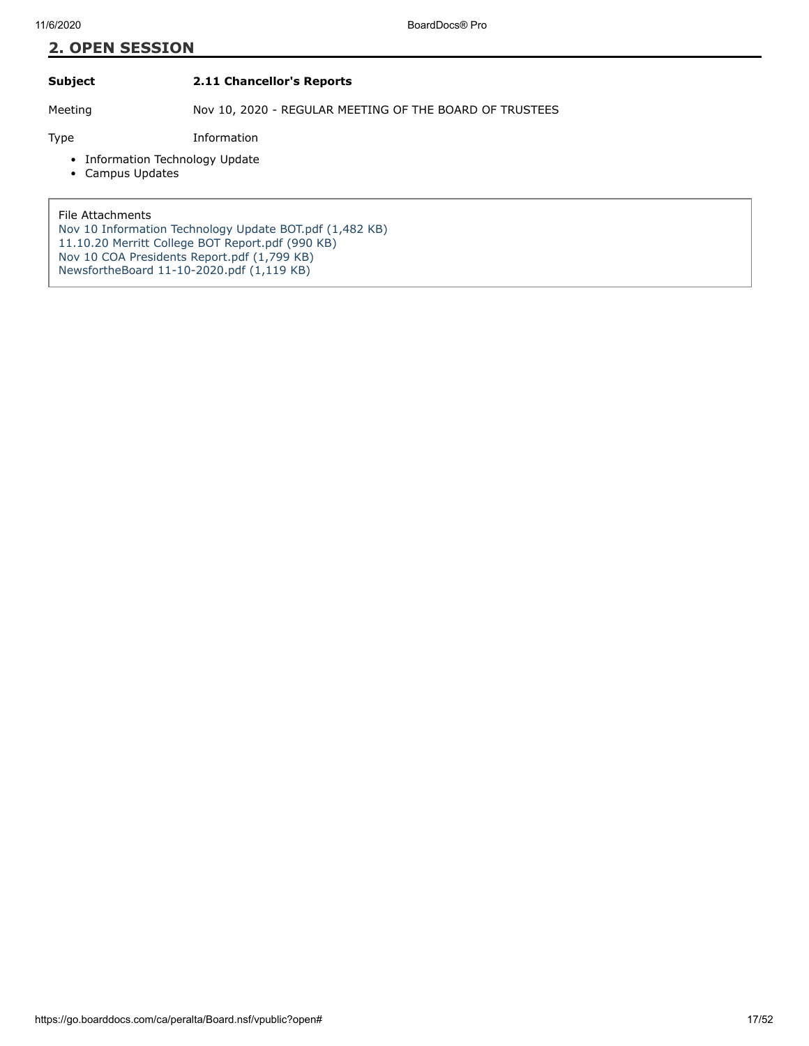## 2. OPEN SESSION

**Subject** **2.11 Chancellor's Reports**

Meeting Nov 10, 2020 - REGULAR MEETING OF THE BOARD OF TRUSTEES

Type Information

- Information Technology Update
- Campus Updates

File Attachments
Nov 10 Information Technology Update BOT.pdf (1,482 KB)
11.10.20 Merritt College BOT Report.pdf (990 KB)
Nov 10 COA Presidents Report.pdf (1,799 KB)
NewsfortheBoard 11-10-2020.pdf (1,119 KB)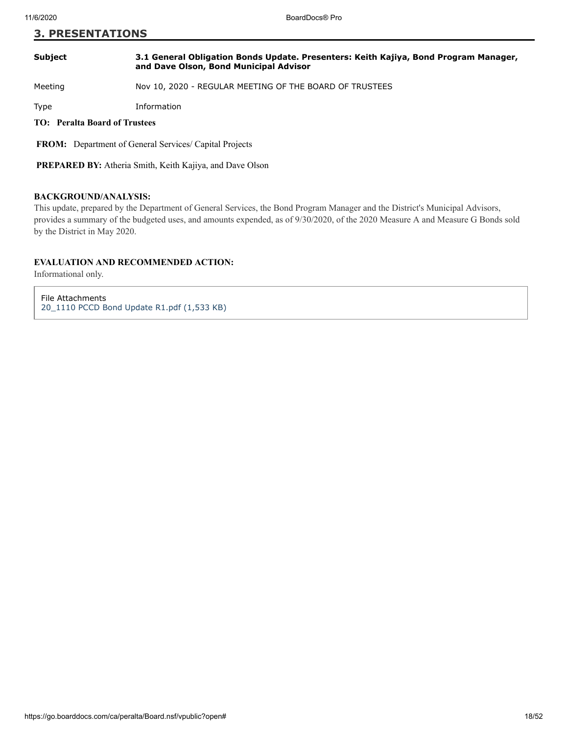## 3. PRESENTATIONS

| | |
|---|---|
| **Subject** | **3.1 General Obligation Bonds Update. Presenters: Keith Kajiya, Bond Program Manager, and Dave Olson, Bond Municipal Advisor** |
| Meeting | Nov 10, 2020 - REGULAR MEETING OF THE BOARD OF TRUSTEES |
| Type | Information |

**TO: Peralta Board of Trustees**

**FROM:** Department of General Services/ Capital Projects

**PREPARED BY:** Atheria Smith, Keith Kajiya, and Dave Olson

**BACKGROUND/ANALYSIS:**

This update, prepared by the Department of General Services, the Bond Program Manager and the District's Municipal Advisors, provides a summary of the budgeted uses, and amounts expended, as of 9/30/2020, of the 2020 Measure A and Measure G Bonds sold by the District in May 2020.

**EVALUATION AND RECOMMENDED ACTION:**

Informational only.

File Attachments

20_1110 PCCD Bond Update R1.pdf (1,533 KB)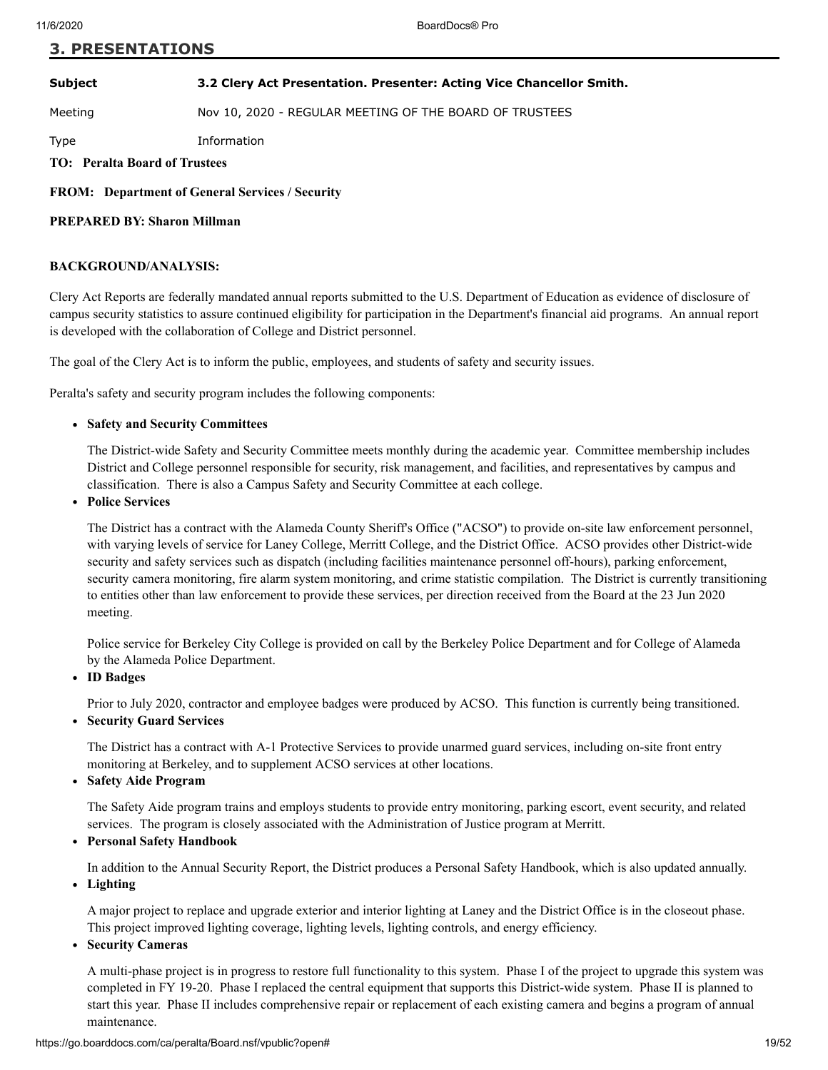## 3. PRESENTATIONS

| | |
|---|---|
| **Subject** | **3.2 Clery Act Presentation. Presenter: Acting Vice Chancellor Smith.** |
| Meeting | Nov 10, 2020 - REGULAR MEETING OF THE BOARD OF TRUSTEES |
| Type | Information |

**TO: Peralta Board of Trustees**

**FROM: Department of General Services / Security**

**PREPARED BY: Sharon Millman**

**BACKGROUND/ANALYSIS:**

Clery Act Reports are federally mandated annual reports submitted to the U.S. Department of Education as evidence of disclosure of campus security statistics to assure continued eligibility for participation in the Department's financial aid programs. An annual report is developed with the collaboration of College and District personnel.

The goal of the Clery Act is to inform the public, employees, and students of safety and security issues.

Peralta's safety and security program includes the following components:

- **Safety and Security Committees**

  The District-wide Safety and Security Committee meets monthly during the academic year. Committee membership includes District and College personnel responsible for security, risk management, and facilities, and representatives by campus and classification. There is also a Campus Safety and Security Committee at each college.

- **Police Services**

  The District has a contract with the Alameda County Sheriff's Office ("ACSO") to provide on-site law enforcement personnel, with varying levels of service for Laney College, Merritt College, and the District Office. ACSO provides other District-wide security and safety services such as dispatch (including facilities maintenance personnel off-hours), parking enforcement, security camera monitoring, fire alarm system monitoring, and crime statistic compilation. The District is currently transitioning to entities other than law enforcement to provide these services, per direction received from the Board at the 23 Jun 2020 meeting.

  Police service for Berkeley City College is provided on call by the Berkeley Police Department and for College of Alameda by the Alameda Police Department.

- **ID Badges**

  Prior to July 2020, contractor and employee badges were produced by ACSO. This function is currently being transitioned.

- **Security Guard Services**

  The District has a contract with A-1 Protective Services to provide unarmed guard services, including on-site front entry monitoring at Berkeley, and to supplement ACSO services at other locations.

- **Safety Aide Program**

  The Safety Aide program trains and employs students to provide entry monitoring, parking escort, event security, and related services. The program is closely associated with the Administration of Justice program at Merritt.

- **Personal Safety Handbook**

  In addition to the Annual Security Report, the District produces a Personal Safety Handbook, which is also updated annually.

- **Lighting**

  A major project to replace and upgrade exterior and interior lighting at Laney and the District Office is in the closeout phase. This project improved lighting coverage, lighting levels, lighting controls, and energy efficiency.

- **Security Cameras**

  A multi-phase project is in progress to restore full functionality to this system. Phase I of the project to upgrade this system was completed in FY 19-20. Phase I replaced the central equipment that supports this District-wide system. Phase II is planned to start this year. Phase II includes comprehensive repair or replacement of each existing camera and begins a program of annual maintenance.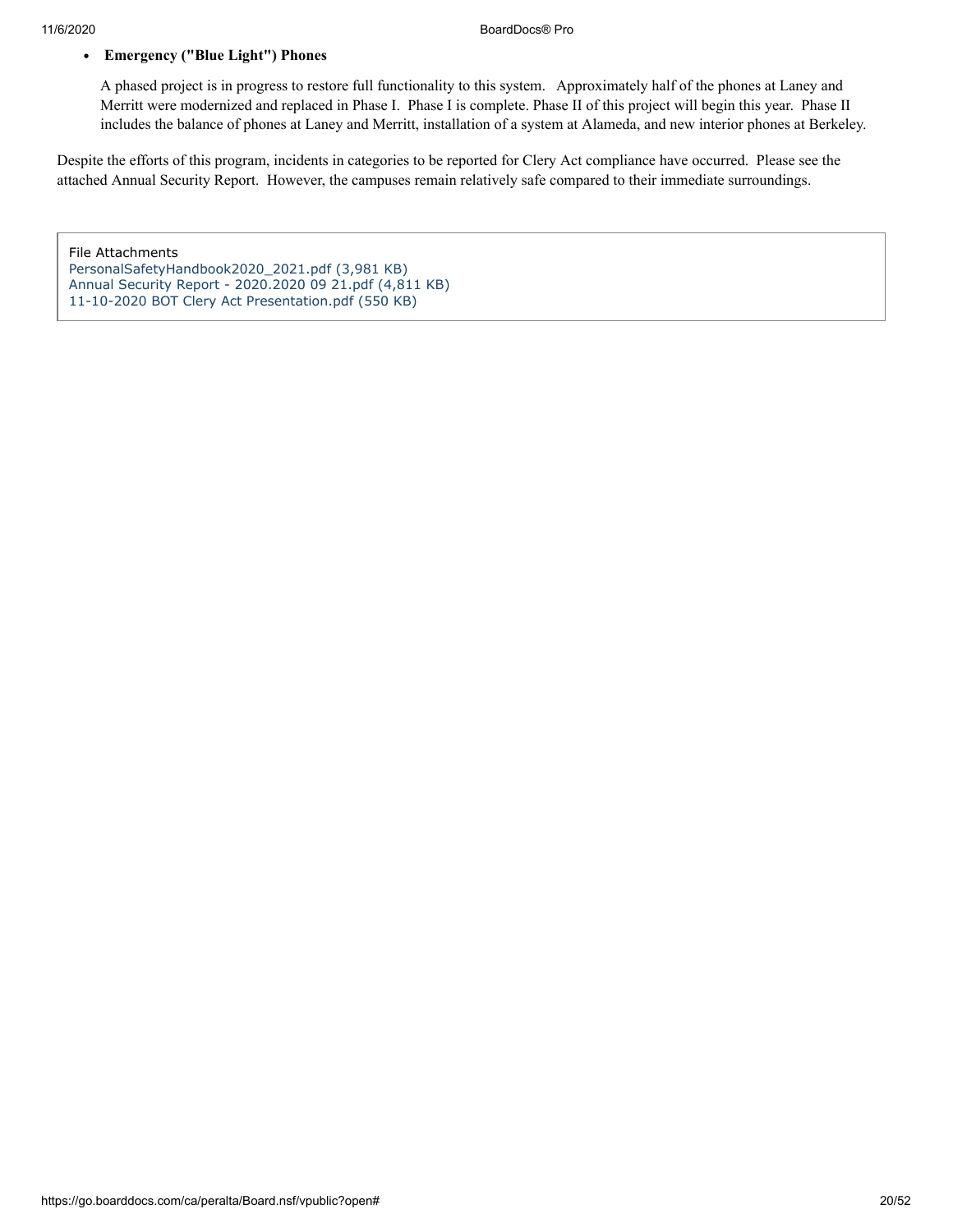- **Emergency ("Blue Light") Phones**

  A phased project is in progress to restore full functionality to this system. Approximately half of the phones at Laney and Merritt were modernized and replaced in Phase I. Phase I is complete. Phase II of this project will begin this year. Phase II includes the balance of phones at Laney and Merritt, installation of a system at Alameda, and new interior phones at Berkeley.

Despite the efforts of this program, incidents in categories to be reported for Clery Act compliance have occurred. Please see the attached Annual Security Report. However, the campuses remain relatively safe compared to their immediate surroundings.

File Attachments
PersonalSafetyHandbook2020_2021.pdf (3,981 KB)
Annual Security Report - 2020.2020 09 21.pdf (4,811 KB)
11-10-2020 BOT Clery Act Presentation.pdf (550 KB)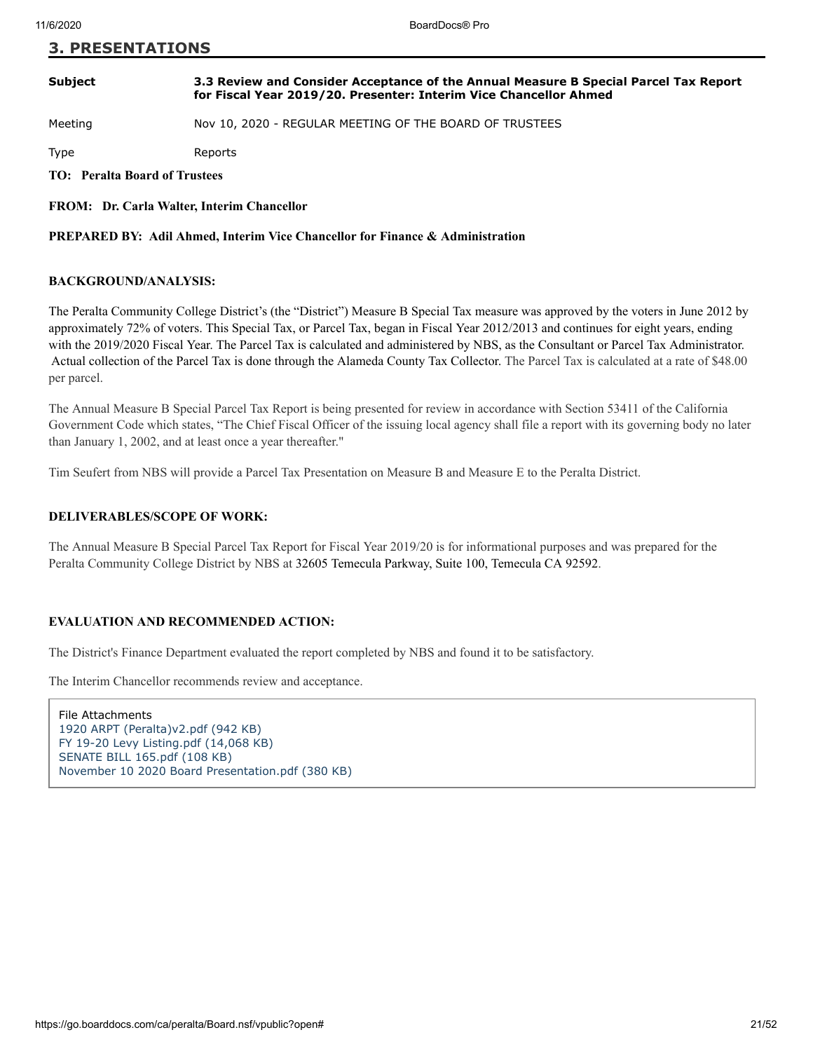## 3. PRESENTATIONS

| | |
|---|---|
| **Subject** | **3.3 Review and Consider Acceptance of the Annual Measure B Special Parcel Tax Report for Fiscal Year 2019/20. Presenter: Interim Vice Chancellor Ahmed** |
| Meeting | Nov 10, 2020 - REGULAR MEETING OF THE BOARD OF TRUSTEES |
| Type | Reports |

**TO: Peralta Board of Trustees**

**FROM: Dr. Carla Walter, Interim Chancellor**

**PREPARED BY: Adil Ahmed, Interim Vice Chancellor for Finance & Administration**

**BACKGROUND/ANALYSIS:**

The Peralta Community College District's (the "District") Measure B Special Tax measure was approved by the voters in June 2012 by approximately 72% of voters. This Special Tax, or Parcel Tax, began in Fiscal Year 2012/2013 and continues for eight years, ending with the 2019/2020 Fiscal Year. The Parcel Tax is calculated and administered by NBS, as the Consultant or Parcel Tax Administrator. Actual collection of the Parcel Tax is done through the Alameda County Tax Collector. The Parcel Tax is calculated at a rate of $48.00 per parcel.

The Annual Measure B Special Parcel Tax Report is being presented for review in accordance with Section 53411 of the California Government Code which states, "The Chief Fiscal Officer of the issuing local agency shall file a report with its governing body no later than January 1, 2002, and at least once a year thereafter."

Tim Seufert from NBS will provide a Parcel Tax Presentation on Measure B and Measure E to the Peralta District.

**DELIVERABLES/SCOPE OF WORK:**

The Annual Measure B Special Parcel Tax Report for Fiscal Year 2019/20 is for informational purposes and was prepared for the Peralta Community College District by NBS at 32605 Temecula Parkway, Suite 100, Temecula CA 92592.

**EVALUATION AND RECOMMENDED ACTION:**

The District's Finance Department evaluated the report completed by NBS and found it to be satisfactory.

The Interim Chancellor recommends review and acceptance.

File Attachments
- 1920 ARPT (Peralta)v2.pdf (942 KB)
- FY 19-20 Levy Listing.pdf (14,068 KB)
- SENATE BILL 165.pdf (108 KB)
- November 10 2020 Board Presentation.pdf (380 KB)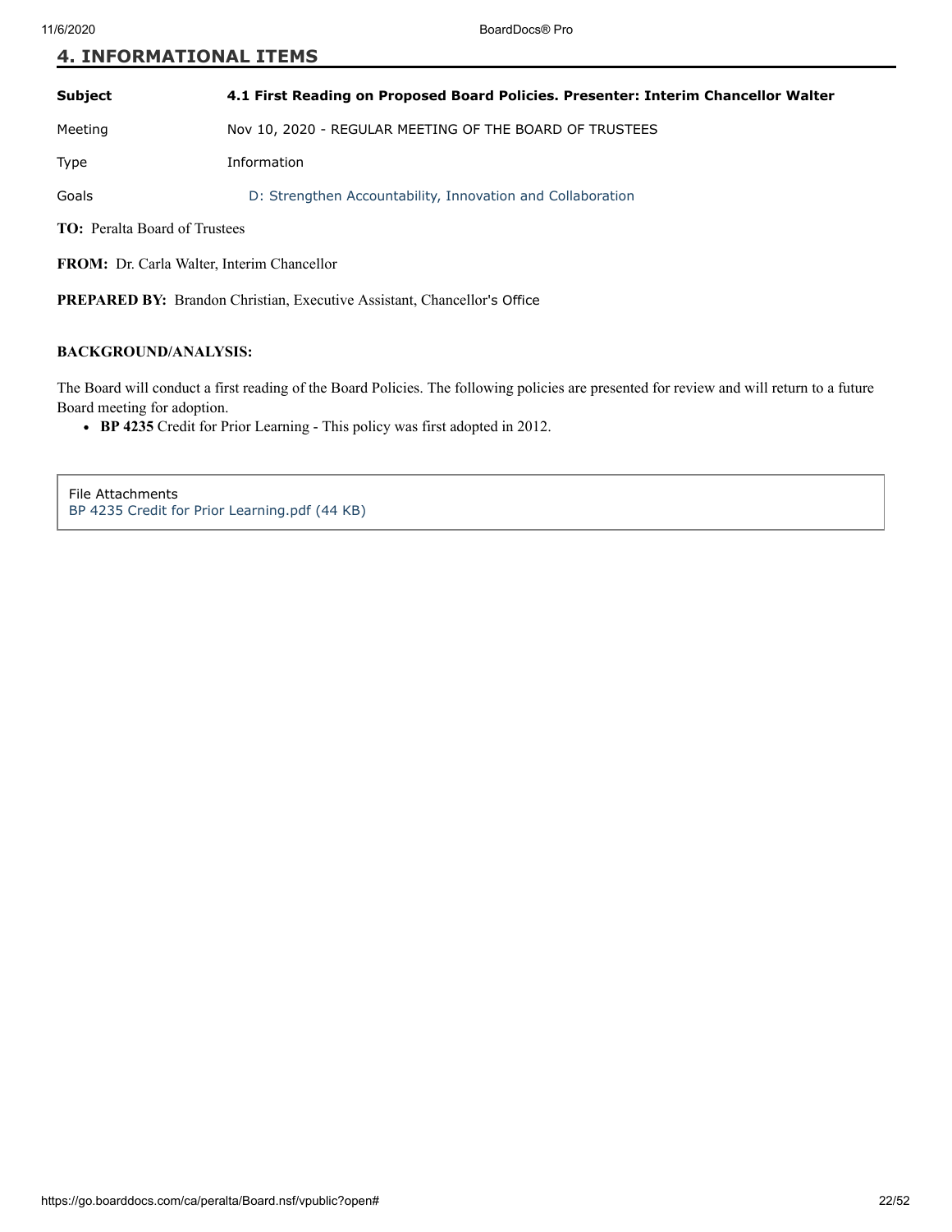## 4. INFORMATIONAL ITEMS

| | |
|---|---|
| **Subject** | **4.1 First Reading on Proposed Board Policies. Presenter: Interim Chancellor Walter** |
| Meeting | Nov 10, 2020 - REGULAR MEETING OF THE BOARD OF TRUSTEES |
| Type | Information |
| Goals | D: Strengthen Accountability, Innovation and Collaboration |

**TO:** Peralta Board of Trustees

**FROM:** Dr. Carla Walter, Interim Chancellor

**PREPARED BY:** Brandon Christian, Executive Assistant, Chancellor's Office

**BACKGROUND/ANALYSIS:**

The Board will conduct a first reading of the Board Policies. The following policies are presented for review and will return to a future Board meeting for adoption.

- **BP 4235** Credit for Prior Learning - This policy was first adopted in 2012.

File Attachments
BP 4235 Credit for Prior Learning.pdf (44 KB)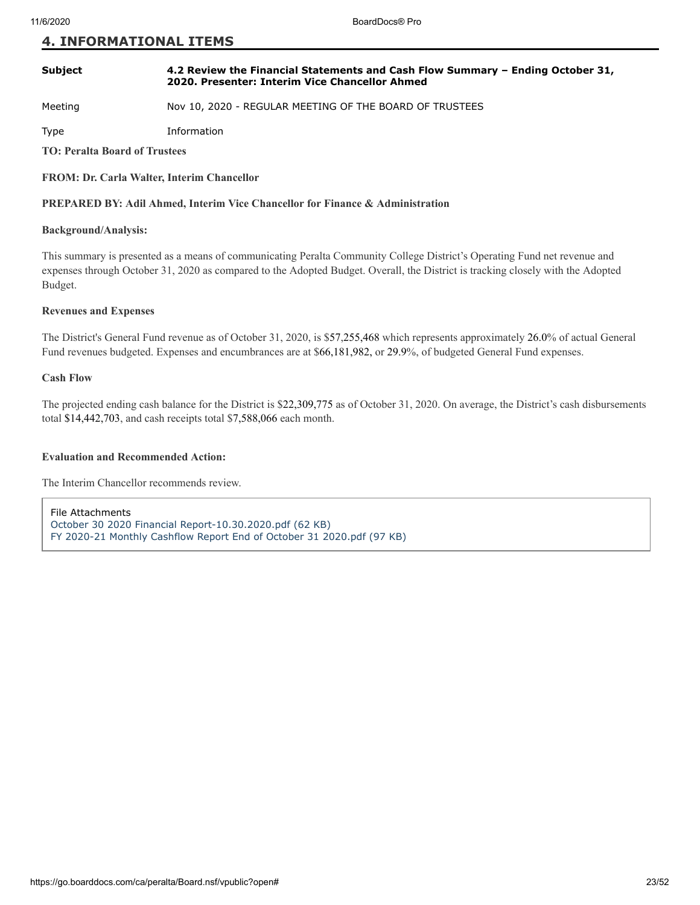## 4. INFORMATIONAL ITEMS

| | |
|---|---|
| **Subject** | **4.2 Review the Financial Statements and Cash Flow Summary – Ending October 31, 2020. Presenter: Interim Vice Chancellor Ahmed** |
| Meeting | Nov 10, 2020 - REGULAR MEETING OF THE BOARD OF TRUSTEES |
| Type | Information |

**TO: Peralta Board of Trustees**

**FROM: Dr. Carla Walter, Interim Chancellor**

**PREPARED BY: Adil Ahmed, Interim Vice Chancellor for Finance & Administration**

**Background/Analysis:**

This summary is presented as a means of communicating Peralta Community College District's Operating Fund net revenue and expenses through October 31, 2020 as compared to the Adopted Budget. Overall, the District is tracking closely with the Adopted Budget.

**Revenues and Expenses**

The District's General Fund revenue as of October 31, 2020, is $57,255,468 which represents approximately 26.0% of actual General Fund revenues budgeted. Expenses and encumbrances are at $66,181,982, or 29.9%, of budgeted General Fund expenses.

**Cash Flow**

The projected ending cash balance for the District is $22,309,775 as of October 31, 2020. On average, the District's cash disbursements total $14,442,703, and cash receipts total $7,588,066 each month.

**Evaluation and Recommended Action:**

The Interim Chancellor recommends review.

File Attachments
October 30 2020 Financial Report-10.30.2020.pdf (62 KB)
FY 2020-21 Monthly Cashflow Report End of October 31 2020.pdf (97 KB)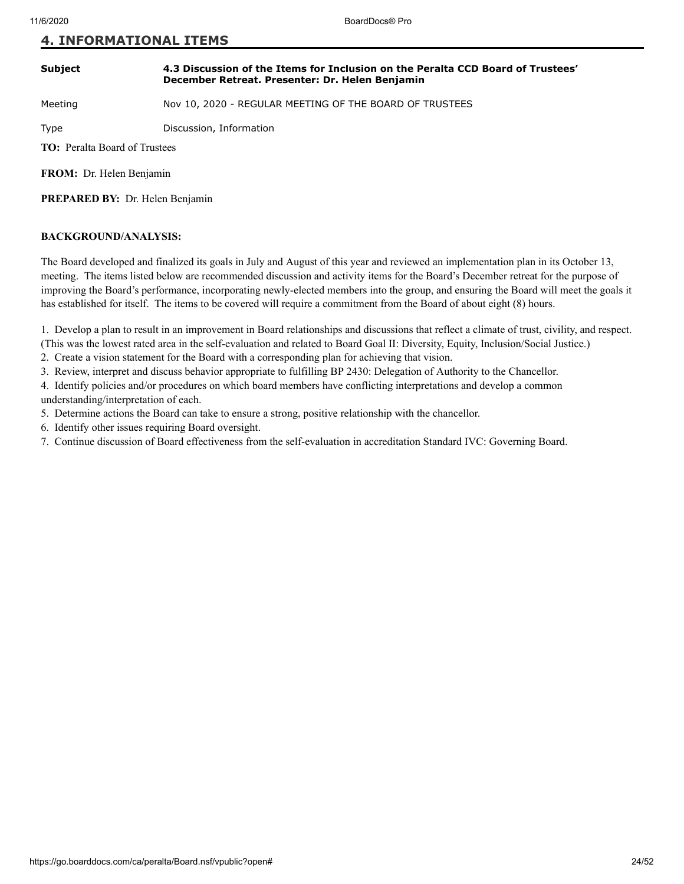## 4. INFORMATIONAL ITEMS

| | |
|---|---|
| **Subject** | **4.3 Discussion of the Items for Inclusion on the Peralta CCD Board of Trustees' December Retreat. Presenter: Dr. Helen Benjamin** |
| Meeting | Nov 10, 2020 - REGULAR MEETING OF THE BOARD OF TRUSTEES |
| Type | Discussion, Information |

**TO:** Peralta Board of Trustees

**FROM:** Dr. Helen Benjamin

**PREPARED BY:** Dr. Helen Benjamin

**BACKGROUND/ANALYSIS:**

The Board developed and finalized its goals in July and August of this year and reviewed an implementation plan in its October 13, meeting. The items listed below are recommended discussion and activity items for the Board's December retreat for the purpose of improving the Board's performance, incorporating newly-elected members into the group, and ensuring the Board will meet the goals it has established for itself. The items to be covered will require a commitment from the Board of about eight (8) hours.

1. Develop a plan to result in an improvement in Board relationships and discussions that reflect a climate of trust, civility, and respect. (This was the lowest rated area in the self-evaluation and related to Board Goal II: Diversity, Equity, Inclusion/Social Justice.)
2. Create a vision statement for the Board with a corresponding plan for achieving that vision.
3. Review, interpret and discuss behavior appropriate to fulfilling BP 2430: Delegation of Authority to the Chancellor.
4. Identify policies and/or procedures on which board members have conflicting interpretations and develop a common understanding/interpretation of each.
5. Determine actions the Board can take to ensure a strong, positive relationship with the chancellor.
6. Identify other issues requiring Board oversight.
7. Continue discussion of Board effectiveness from the self-evaluation in accreditation Standard IVC: Governing Board.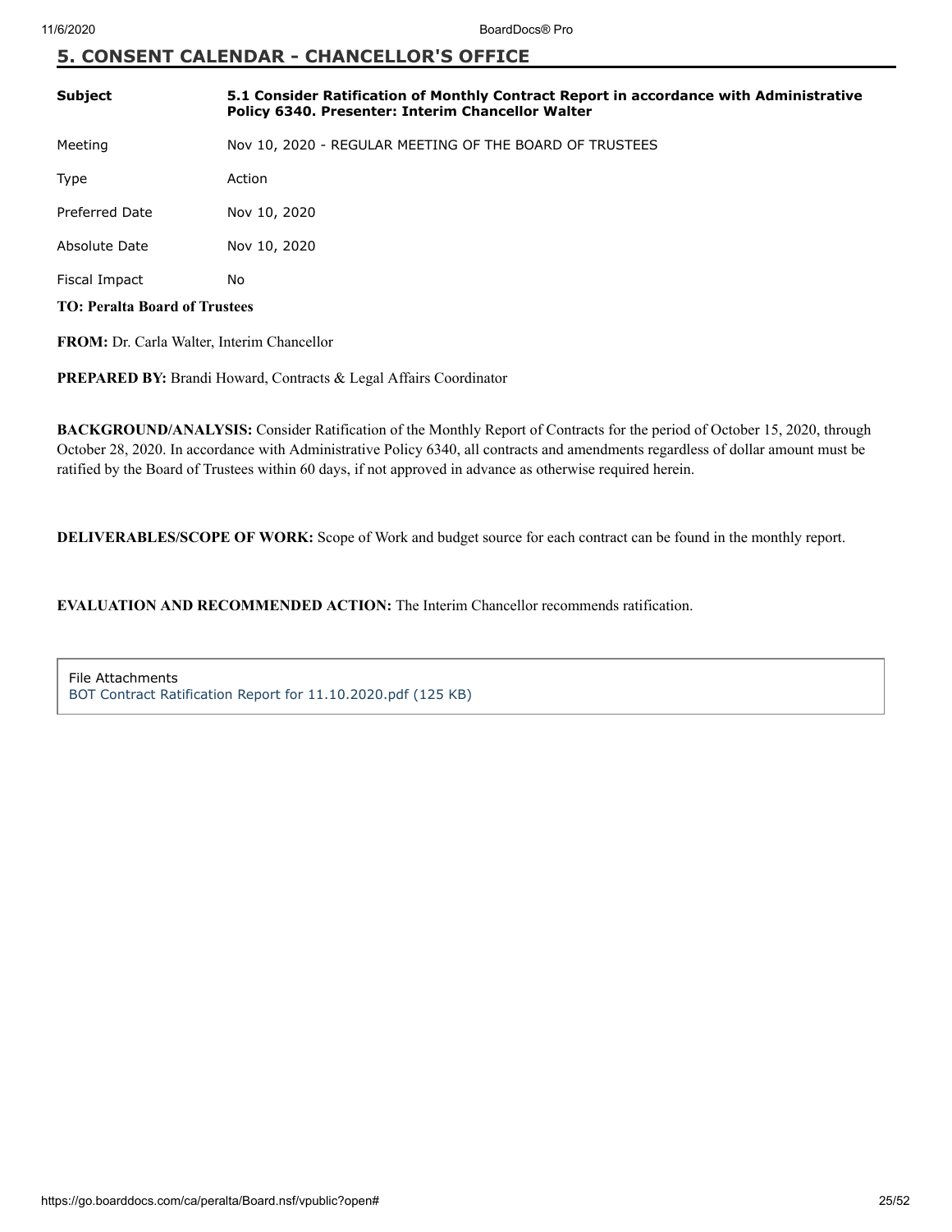## 5. CONSENT CALENDAR - CHANCELLOR'S OFFICE

| | |
|---|---|
| **Subject** | **5.1 Consider Ratification of Monthly Contract Report in accordance with Administrative Policy 6340. Presenter: Interim Chancellor Walter** |
| Meeting | Nov 10, 2020 - REGULAR MEETING OF THE BOARD OF TRUSTEES |
| Type | Action |
| Preferred Date | Nov 10, 2020 |
| Absolute Date | Nov 10, 2020 |
| Fiscal Impact | No |

**TO: Peralta Board of Trustees**

**FROM:** Dr. Carla Walter, Interim Chancellor

**PREPARED BY:** Brandi Howard, Contracts & Legal Affairs Coordinator

**BACKGROUND/ANALYSIS:** Consider Ratification of the Monthly Report of Contracts for the period of October 15, 2020, through October 28, 2020. In accordance with Administrative Policy 6340, all contracts and amendments regardless of dollar amount must be ratified by the Board of Trustees within 60 days, if not approved in advance as otherwise required herein.

**DELIVERABLES/SCOPE OF WORK:** Scope of Work and budget source for each contract can be found in the monthly report.

**EVALUATION AND RECOMMENDED ACTION:** The Interim Chancellor recommends ratification.

File Attachments
BOT Contract Ratification Report for 11.10.2020.pdf (125 KB)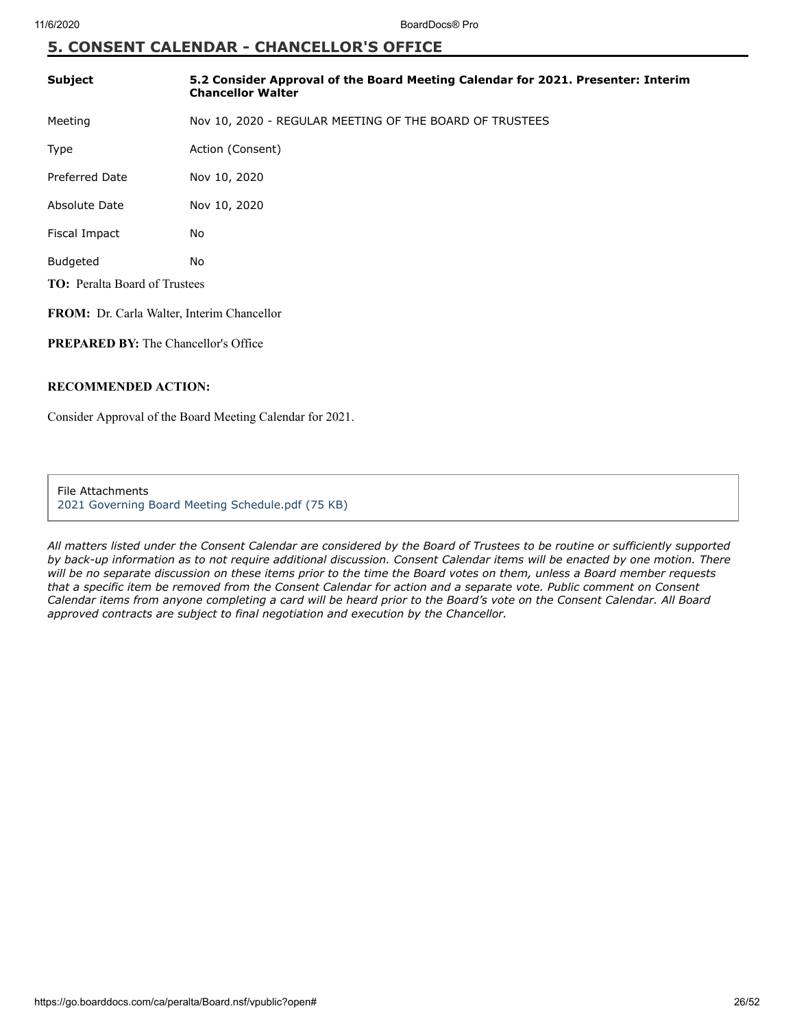## 5. CONSENT CALENDAR - CHANCELLOR'S OFFICE

| | |
|---|---|
| **Subject** | **5.2 Consider Approval of the Board Meeting Calendar for 2021. Presenter: Interim Chancellor Walter** |
| Meeting | Nov 10, 2020 - REGULAR MEETING OF THE BOARD OF TRUSTEES |
| Type | Action (Consent) |
| Preferred Date | Nov 10, 2020 |
| Absolute Date | Nov 10, 2020 |
| Fiscal Impact | No |
| Budgeted | No |

**TO:** Peralta Board of Trustees

**FROM:** Dr. Carla Walter, Interim Chancellor

**PREPARED BY:** The Chancellor's Office

**RECOMMENDED ACTION:**

Consider Approval of the Board Meeting Calendar for 2021.

File Attachments
2021 Governing Board Meeting Schedule.pdf (75 KB)

*All matters listed under the Consent Calendar are considered by the Board of Trustees to be routine or sufficiently supported by back-up information as to not require additional discussion. Consent Calendar items will be enacted by one motion. There will be no separate discussion on these items prior to the time the Board votes on them, unless a Board member requests that a specific item be removed from the Consent Calendar for action and a separate vote. Public comment on Consent Calendar items from anyone completing a card will be heard prior to the Board's vote on the Consent Calendar. All Board approved contracts are subject to final negotiation and execution by the Chancellor.*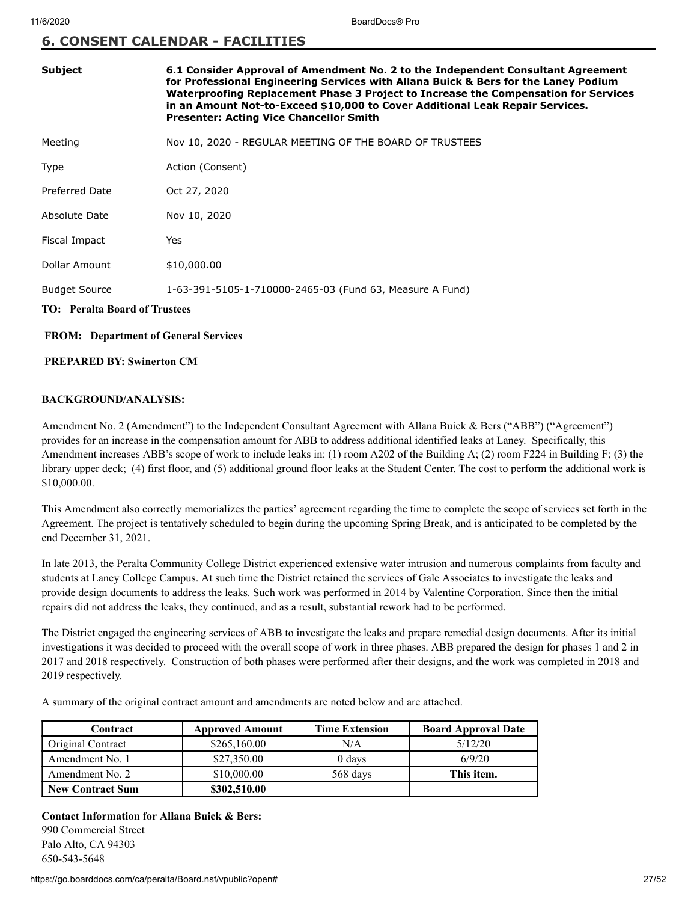## 6. CONSENT CALENDAR - FACILITIES

| | |
|---|---|
| **Subject** | **6.1 Consider Approval of Amendment No. 2 to the Independent Consultant Agreement for Professional Engineering Services with Allana Buick & Bers for the Laney Podium Waterproofing Replacement Phase 3 Project to Increase the Compensation for Services in an Amount Not-to-Exceed $10,000 to Cover Additional Leak Repair Services. Presenter: Acting Vice Chancellor Smith** |
| Meeting | Nov 10, 2020 - REGULAR MEETING OF THE BOARD OF TRUSTEES |
| Type | Action (Consent) |
| Preferred Date | Oct 27, 2020 |
| Absolute Date | Nov 10, 2020 |
| Fiscal Impact | Yes |
| Dollar Amount | $10,000.00 |
| Budget Source | 1-63-391-5105-1-710000-2465-03 (Fund 63, Measure A Fund) |

**TO: Peralta Board of Trustees**

**FROM: Department of General Services**

**PREPARED BY: Swinerton CM**

**BACKGROUND/ANALYSIS:**

Amendment No. 2 (Amendment") to the Independent Consultant Agreement with Allana Buick & Bers ("ABB") ("Agreement") provides for an increase in the compensation amount for ABB to address additional identified leaks at Laney. Specifically, this Amendment increases ABB's scope of work to include leaks in: (1) room A202 of the Building A; (2) room F224 in Building F; (3) the library upper deck; (4) first floor, and (5) additional ground floor leaks at the Student Center. The cost to perform the additional work is $10,000.00.

This Amendment also correctly memorializes the parties' agreement regarding the time to complete the scope of services set forth in the Agreement. The project is tentatively scheduled to begin during the upcoming Spring Break, and is anticipated to be completed by the end December 31, 2021.

In late 2013, the Peralta Community College District experienced extensive water intrusion and numerous complaints from faculty and students at Laney College Campus. At such time the District retained the services of Gale Associates to investigate the leaks and provide design documents to address the leaks. Such work was performed in 2014 by Valentine Corporation. Since then the initial repairs did not address the leaks, they continued, and as a result, substantial rework had to be performed.

The District engaged the engineering services of ABB to investigate the leaks and prepare remedial design documents. After its initial investigations it was decided to proceed with the overall scope of work in three phases. ABB prepared the design for phases 1 and 2 in 2017 and 2018 respectively. Construction of both phases were performed after their designs, and the work was completed in 2018 and 2019 respectively.

A summary of the original contract amount and amendments are noted below and are attached.

| Contract | Approved Amount | Time Extension | Board Approval Date |
|---|---|---|---|
| Original Contract | $265,160.00 | N/A | 5/12/20 |
| Amendment No. 1 | $27,350.00 | 0 days | 6/9/20 |
| Amendment No. 2 | $10,000.00 | 568 days | **This item.** |
| **New Contract Sum** | **$302,510.00** | | |

**Contact Information for Allana Buick & Bers:**
990 Commercial Street
Palo Alto, CA 94303
650-543-5648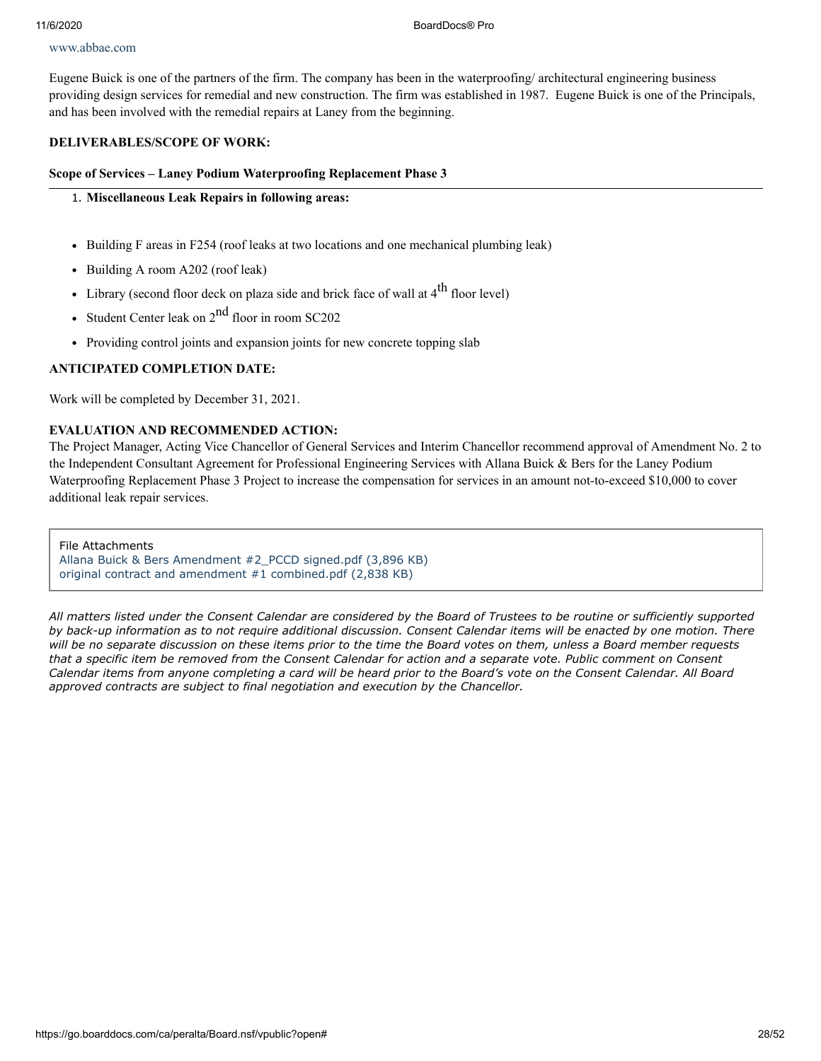www.abbae.com

Eugene Buick is one of the partners of the firm. The company has been in the waterproofing/ architectural engineering business providing design services for remedial and new construction. The firm was established in 1987. Eugene Buick is one of the Principals, and has been involved with the remedial repairs at Laney from the beginning.

**DELIVERABLES/SCOPE OF WORK:**

**Scope of Services – Laney Podium Waterproofing Replacement Phase 3**

---

1. **Miscellaneous Leak Repairs in following areas:**

- Building F areas in F254 (roof leaks at two locations and one mechanical plumbing leak)
- Building A room A202 (roof leak)
- Library (second floor deck on plaza side and brick face of wall at 4th floor level)
- Student Center leak on 2nd floor in room SC202
- Providing control joints and expansion joints for new concrete topping slab

**ANTICIPATED COMPLETION DATE:**

Work will be completed by December 31, 2021.

**EVALUATION AND RECOMMENDED ACTION:**

The Project Manager, Acting Vice Chancellor of General Services and Interim Chancellor recommend approval of Amendment No. 2 to the Independent Consultant Agreement for Professional Engineering Services with Allana Buick & Bers for the Laney Podium Waterproofing Replacement Phase 3 Project to increase the compensation for services in an amount not-to-exceed $10,000 to cover additional leak repair services.

File Attachments
Allana Buick & Bers Amendment #2_PCCD signed.pdf (3,896 KB)
original contract and amendment #1 combined.pdf (2,838 KB)

*All matters listed under the Consent Calendar are considered by the Board of Trustees to be routine or sufficiently supported by back-up information as to not require additional discussion. Consent Calendar items will be enacted by one motion. There will be no separate discussion on these items prior to the time the Board votes on them, unless a Board member requests that a specific item be removed from the Consent Calendar for action and a separate vote. Public comment on Consent Calendar items from anyone completing a card will be heard prior to the Board's vote on the Consent Calendar. All Board approved contracts are subject to final negotiation and execution by the Chancellor.*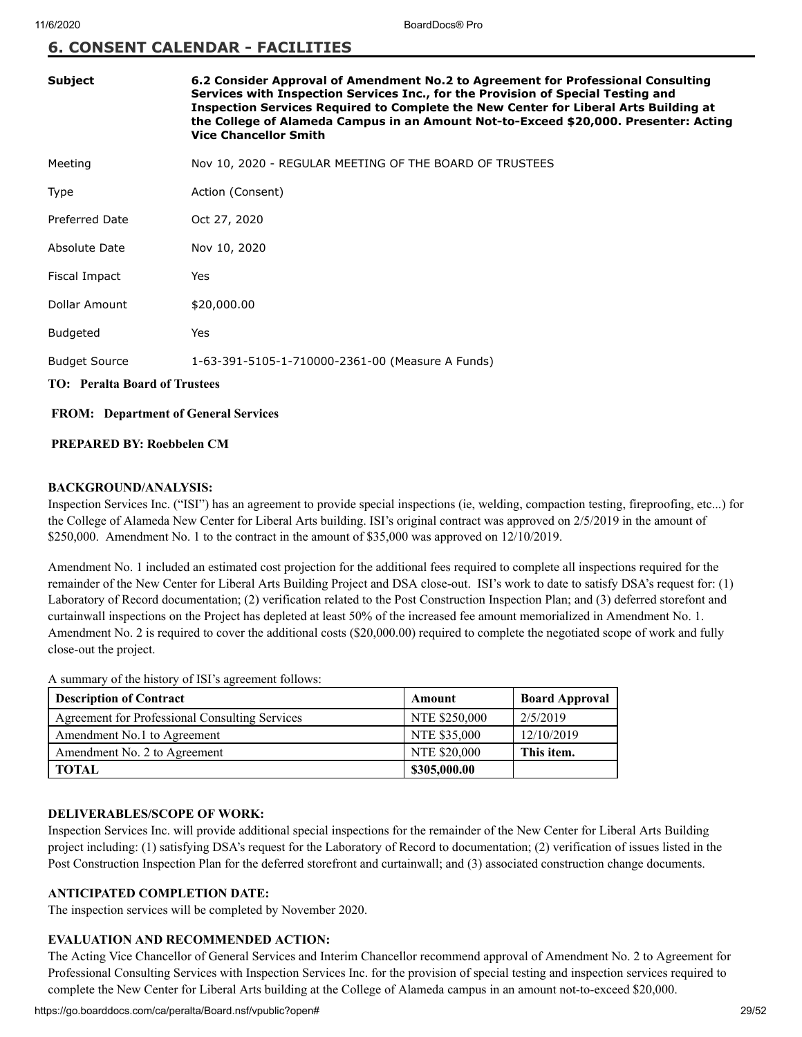## 6. CONSENT CALENDAR - FACILITIES

| | |
|---|---|
| **Subject** | **6.2 Consider Approval of Amendment No.2 to Agreement for Professional Consulting Services with Inspection Services Inc., for the Provision of Special Testing and Inspection Services Required to Complete the New Center for Liberal Arts Building at the College of Alameda Campus in an Amount Not-to-Exceed $20,000. Presenter: Acting Vice Chancellor Smith** |
| Meeting | Nov 10, 2020 - REGULAR MEETING OF THE BOARD OF TRUSTEES |
| Type | Action (Consent) |
| Preferred Date | Oct 27, 2020 |
| Absolute Date | Nov 10, 2020 |
| Fiscal Impact | Yes |
| Dollar Amount | $20,000.00 |
| Budgeted | Yes |
| Budget Source | 1-63-391-5105-1-710000-2361-00 (Measure A Funds) |

**TO: Peralta Board of Trustees**

**FROM: Department of General Services**

**PREPARED BY: Roebbelen CM**

**BACKGROUND/ANALYSIS:**

Inspection Services Inc. ("ISI") has an agreement to provide special inspections (ie, welding, compaction testing, fireproofing, etc...) for the College of Alameda New Center for Liberal Arts building. ISI's original contract was approved on 2/5/2019 in the amount of $250,000. Amendment No. 1 to the contract in the amount of $35,000 was approved on 12/10/2019.

Amendment No. 1 included an estimated cost projection for the additional fees required to complete all inspections required for the remainder of the New Center for Liberal Arts Building Project and DSA close-out. ISI's work to date to satisfy DSA's request for: (1) Laboratory of Record documentation; (2) verification related to the Post Construction Inspection Plan; and (3) deferred storefont and curtainwall inspections on the Project has depleted at least 50% of the increased fee amount memorialized in Amendment No. 1. Amendment No. 2 is required to cover the additional costs ($20,000.00) required to complete the negotiated scope of work and fully close-out the project.

A summary of the history of ISI's agreement follows:

| Description of Contract | Amount | Board Approval |
|---|---|---|
| Agreement for Professional Consulting Services | NTE $250,000 | 2/5/2019 |
| Amendment No.1 to Agreement | NTE $35,000 | 12/10/2019 |
| Amendment No. 2 to Agreement | NTE $20,000 | **This item.** |
| **TOTAL** | **$305,000.00** | |

**DELIVERABLES/SCOPE OF WORK:**

Inspection Services Inc. will provide additional special inspections for the remainder of the New Center for Liberal Arts Building project including: (1) satisfying DSA's request for the Laboratory of Record to documentation; (2) verification of issues listed in the Post Construction Inspection Plan for the deferred storefront and curtainwall; and (3) associated construction change documents.

**ANTICIPATED COMPLETION DATE:**

The inspection services will be completed by November 2020.

**EVALUATION AND RECOMMENDED ACTION:**

The Acting Vice Chancellor of General Services and Interim Chancellor recommend approval of Amendment No. 2 to Agreement for Professional Consulting Services with Inspection Services Inc. for the provision of special testing and inspection services required to complete the New Center for Liberal Arts building at the College of Alameda campus in an amount not-to-exceed $20,000.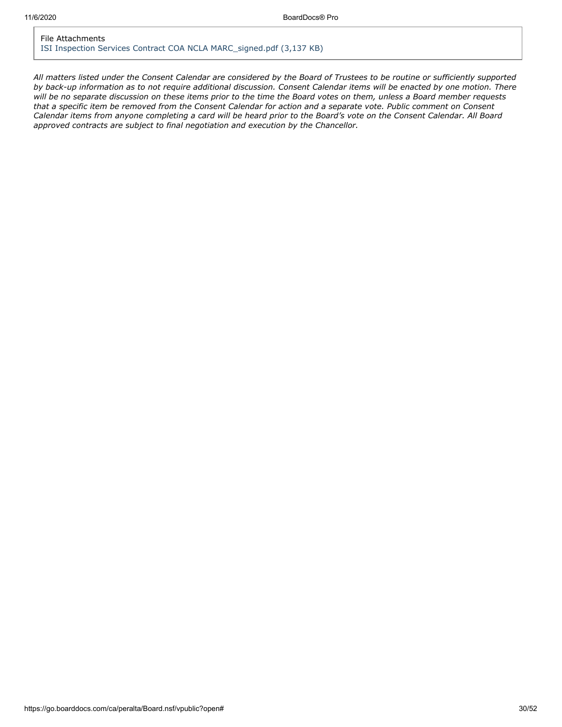File Attachments

ISI Inspection Services Contract COA NCLA MARC_signed.pdf (3,137 KB)

*All matters listed under the Consent Calendar are considered by the Board of Trustees to be routine or sufficiently supported by back-up information as to not require additional discussion. Consent Calendar items will be enacted by one motion. There will be no separate discussion on these items prior to the time the Board votes on them, unless a Board member requests that a specific item be removed from the Consent Calendar for action and a separate vote. Public comment on Consent Calendar items from anyone completing a card will be heard prior to the Board's vote on the Consent Calendar. All Board approved contracts are subject to final negotiation and execution by the Chancellor.*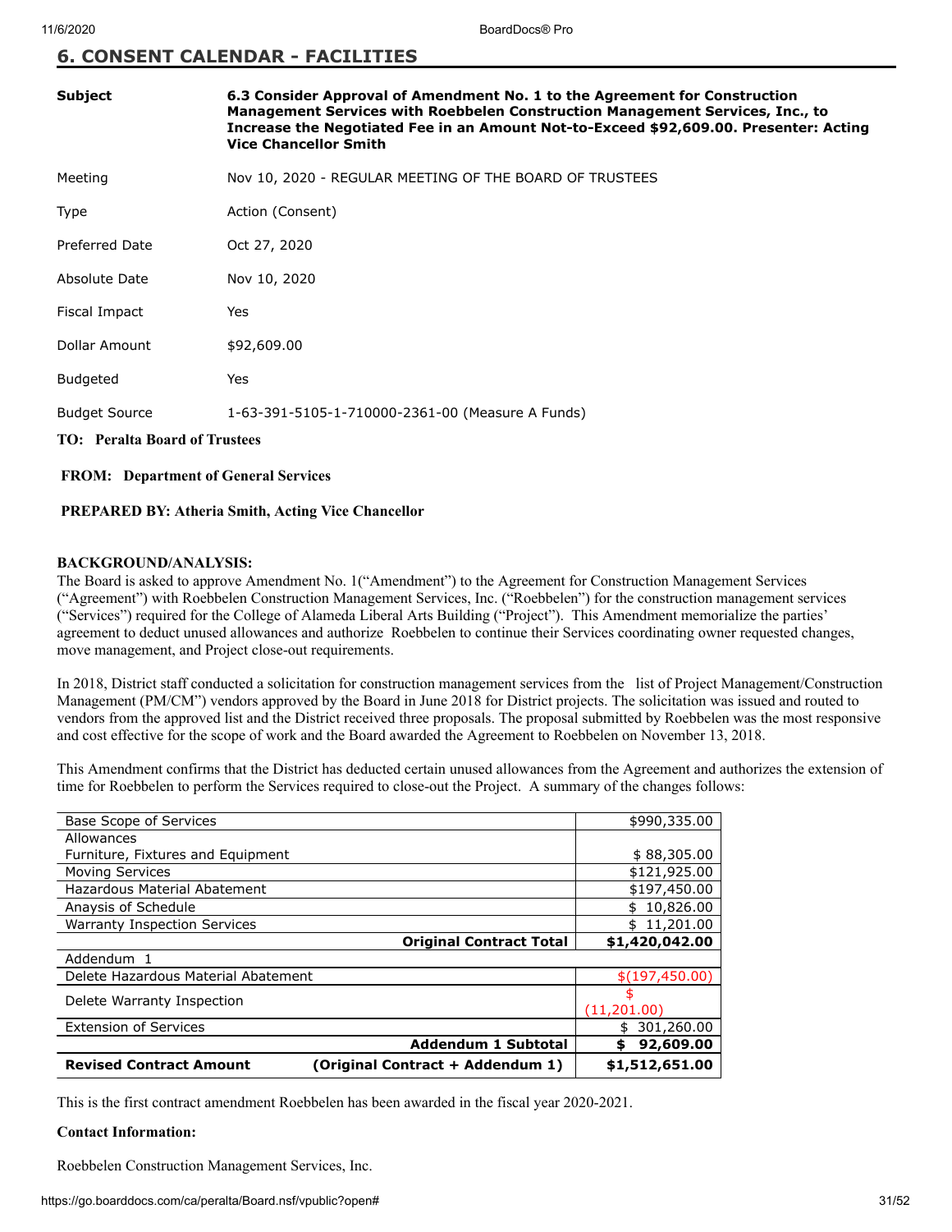## 6. CONSENT CALENDAR - FACILITIES

| | |
|---|---|
| **Subject** | **6.3 Consider Approval of Amendment No. 1 to the Agreement for Construction Management Services with Roebbelen Construction Management Services, Inc., to Increase the Negotiated Fee in an Amount Not-to-Exceed $92,609.00. Presenter: Acting Vice Chancellor Smith** |
| Meeting | Nov 10, 2020 - REGULAR MEETING OF THE BOARD OF TRUSTEES |
| Type | Action (Consent) |
| Preferred Date | Oct 27, 2020 |
| Absolute Date | Nov 10, 2020 |
| Fiscal Impact | Yes |
| Dollar Amount | $92,609.00 |
| Budgeted | Yes |
| Budget Source | 1-63-391-5105-1-710000-2361-00 (Measure A Funds) |

**TO: Peralta Board of Trustees**

**FROM: Department of General Services**

**PREPARED BY: Atheria Smith, Acting Vice Chancellor**

**BACKGROUND/ANALYSIS:**

The Board is asked to approve Amendment No. 1("Amendment") to the Agreement for Construction Management Services ("Agreement") with Roebbelen Construction Management Services, Inc. ("Roebbelen") for the construction management services ("Services") required for the College of Alameda Liberal Arts Building ("Project"). This Amendment memorialize the parties' agreement to deduct unused allowances and authorize Roebbelen to continue their Services coordinating owner requested changes, move management, and Project close-out requirements.

In 2018, District staff conducted a solicitation for construction management services from the list of Project Management/Construction Management (PM/CM") vendors approved by the Board in June 2018 for District projects. The solicitation was issued and routed to vendors from the approved list and the District received three proposals. The proposal submitted by Roebbelen was the most responsive and cost effective for the scope of work and the Board awarded the Agreement to Roebbelen on November 13, 2018.

This Amendment confirms that the District has deducted certain unused allowances from the Agreement and authorizes the extension of time for Roebbelen to perform the Services required to close-out the Project. A summary of the changes follows:

| | | |
|---|---|---|
| Base Scope of Services | | $990,335.00 |
| Allowances | | |
| Furniture, Fixtures and Equipment | | $ 88,305.00 |
| Moving Services | | $121,925.00 |
| Hazardous Material Abatement | | $197,450.00 |
| Anaysis of Schedule | | $ 10,826.00 |
| Warranty Inspection Services | | $ 11,201.00 |
| | **Original Contract Total** | **$1,420,042.00** |
| Addendum 1 | | |
| Delete Hazardous Material Abatement | | $(197,450.00) |
| Delete Warranty Inspection | | $ (11,201.00) |
| Extension of Services | | $ 301,260.00 |
| | **Addendum 1 Subtotal** | **$ 92,609.00** |
| **Revised Contract Amount** | **(Original Contract + Addendum 1)** | **$1,512,651.00** |

This is the first contract amendment Roebbelen has been awarded in the fiscal year 2020-2021.

**Contact Information:**

Roebbelen Construction Management Services, Inc.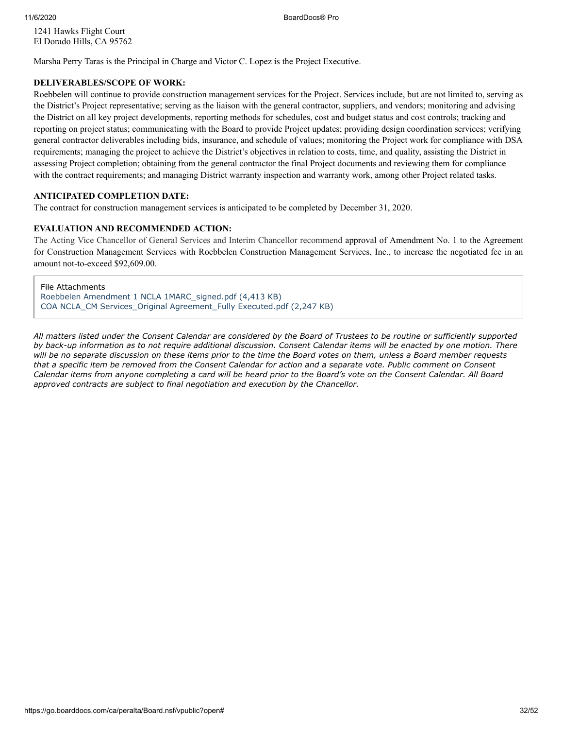1241 Hawks Flight Court
El Dorado Hills, CA 95762

Marsha Perry Taras is the Principal in Charge and Victor C. Lopez is the Project Executive.

**DELIVERABLES/SCOPE OF WORK:**

Roebbelen will continue to provide construction management services for the Project. Services include, but are not limited to, serving as the District's Project representative; serving as the liaison with the general contractor, suppliers, and vendors; monitoring and advising the District on all key project developments, reporting methods for schedules, cost and budget status and cost controls; tracking and reporting on project status; communicating with the Board to provide Project updates; providing design coordination services; verifying general contractor deliverables including bids, insurance, and schedule of values; monitoring the Project work for compliance with DSA requirements; managing the project to achieve the District's objectives in relation to costs, time, and quality, assisting the District in assessing Project completion; obtaining from the general contractor the final Project documents and reviewing them for compliance with the contract requirements; and managing District warranty inspection and warranty work, among other Project related tasks.

**ANTICIPATED COMPLETION DATE:**

The contract for construction management services is anticipated to be completed by December 31, 2020.

**EVALUATION AND RECOMMENDED ACTION:**

The Acting Vice Chancellor of General Services and Interim Chancellor recommend approval of Amendment No. 1 to the Agreement for Construction Management Services with Roebbelen Construction Management Services, Inc., to increase the negotiated fee in an amount not-to-exceed $92,609.00.

File Attachments
Roebbelen Amendment 1 NCLA 1MARC_signed.pdf (4,413 KB)
COA NCLA_CM Services_Original Agreement_Fully Executed.pdf (2,247 KB)

*All matters listed under the Consent Calendar are considered by the Board of Trustees to be routine or sufficiently supported by back-up information as to not require additional discussion. Consent Calendar items will be enacted by one motion. There will be no separate discussion on these items prior to the time the Board votes on them, unless a Board member requests that a specific item be removed from the Consent Calendar for action and a separate vote. Public comment on Consent Calendar items from anyone completing a card will be heard prior to the Board's vote on the Consent Calendar. All Board approved contracts are subject to final negotiation and execution by the Chancellor.*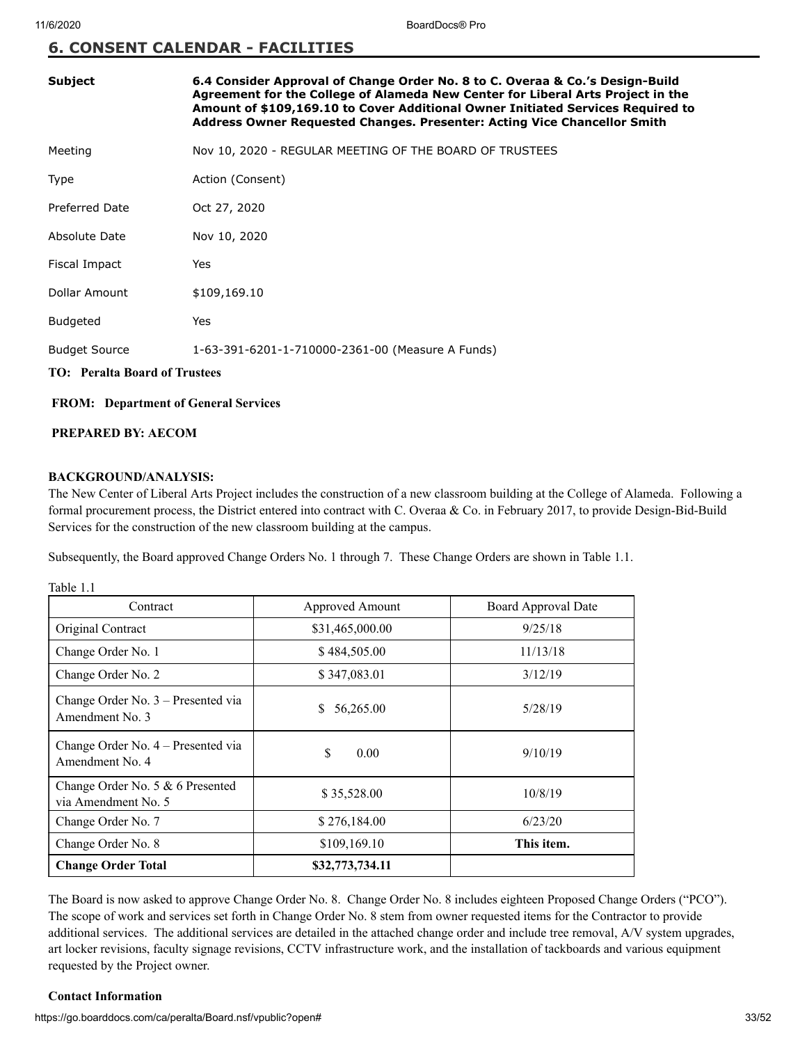## 6. CONSENT CALENDAR - FACILITIES

| | |
|---|---|
| **Subject** | **6.4 Consider Approval of Change Order No. 8 to C. Overaa & Co.'s Design-Build Agreement for the College of Alameda New Center for Liberal Arts Project in the Amount of $109,169.10 to Cover Additional Owner Initiated Services Required to Address Owner Requested Changes. Presenter: Acting Vice Chancellor Smith** |
| Meeting | Nov 10, 2020 - REGULAR MEETING OF THE BOARD OF TRUSTEES |
| Type | Action (Consent) |
| Preferred Date | Oct 27, 2020 |
| Absolute Date | Nov 10, 2020 |
| Fiscal Impact | Yes |
| Dollar Amount | $109,169.10 |
| Budgeted | Yes |
| Budget Source | 1-63-391-6201-1-710000-2361-00 (Measure A Funds) |

**TO: Peralta Board of Trustees**

**FROM: Department of General Services**

**PREPARED BY: AECOM**

**BACKGROUND/ANALYSIS:**

The New Center of Liberal Arts Project includes the construction of a new classroom building at the College of Alameda. Following a formal procurement process, the District entered into contract with C. Overaa & Co. in February 2017, to provide Design-Bid-Build Services for the construction of the new classroom building at the campus.

Subsequently, the Board approved Change Orders No. 1 through 7. These Change Orders are shown in Table 1.1.

Table 1.1

| Contract | Approved Amount | Board Approval Date |
|---|---|---|
| Original Contract | $31,465,000.00 | 9/25/18 |
| Change Order No. 1 | $ 484,505.00 | 11/13/18 |
| Change Order No. 2 | $ 347,083.01 | 3/12/19 |
| Change Order No. 3 – Presented via Amendment No. 3 | $ 56,265.00 | 5/28/19 |
| Change Order No. 4 – Presented via Amendment No. 4 | $ 0.00 | 9/10/19 |
| Change Order No. 5 & 6 Presented via Amendment No. 5 | $ 35,528.00 | 10/8/19 |
| Change Order No. 7 | $ 276,184.00 | 6/23/20 |
| Change Order No. 8 | $109,169.10 | **This item.** |
| **Change Order Total** | **$32,773,734.11** | |

The Board is now asked to approve Change Order No. 8. Change Order No. 8 includes eighteen Proposed Change Orders ("PCO"). The scope of work and services set forth in Change Order No. 8 stem from owner requested items for the Contractor to provide additional services. The additional services are detailed in the attached change order and include tree removal, A/V system upgrades, art locker revisions, faculty signage revisions, CCTV infrastructure work, and the installation of tackboards and various equipment requested by the Project owner.

**Contact Information**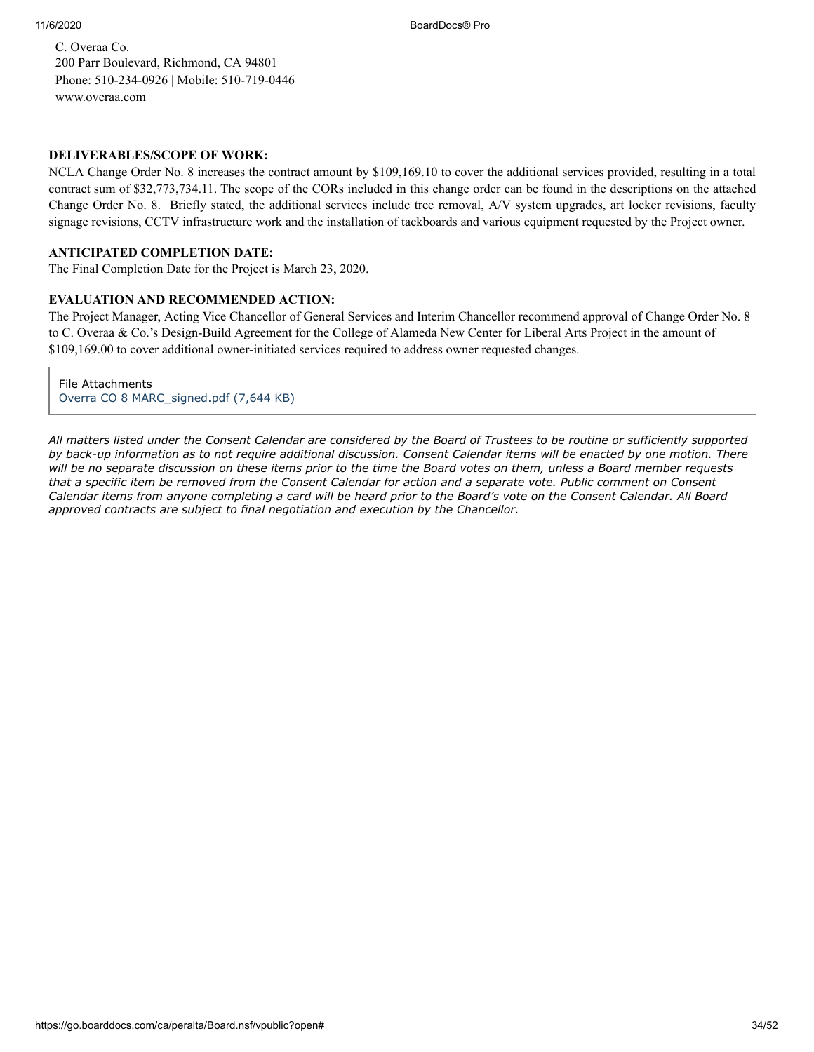C. Overaa Co.
200 Parr Boulevard, Richmond, CA 94801
Phone: 510-234-0926 | Mobile: 510-719-0446
www.overaa.com

**DELIVERABLES/SCOPE OF WORK:**

NCLA Change Order No. 8 increases the contract amount by $109,169.10 to cover the additional services provided, resulting in a total contract sum of $32,773,734.11. The scope of the CORs included in this change order can be found in the descriptions on the attached Change Order No. 8. Briefly stated, the additional services include tree removal, A/V system upgrades, art locker revisions, faculty signage revisions, CCTV infrastructure work and the installation of tackboards and various equipment requested by the Project owner.

**ANTICIPATED COMPLETION DATE:**

The Final Completion Date for the Project is March 23, 2020.

**EVALUATION AND RECOMMENDED ACTION:**

The Project Manager, Acting Vice Chancellor of General Services and Interim Chancellor recommend approval of Change Order No. 8 to C. Overaa & Co.'s Design-Build Agreement for the College of Alameda New Center for Liberal Arts Project in the amount of $109,169.00 to cover additional owner-initiated services required to address owner requested changes.

File Attachments
Overra CO 8 MARC_signed.pdf (7,644 KB)

*All matters listed under the Consent Calendar are considered by the Board of Trustees to be routine or sufficiently supported by back-up information as to not require additional discussion. Consent Calendar items will be enacted by one motion. There will be no separate discussion on these items prior to the time the Board votes on them, unless a Board member requests that a specific item be removed from the Consent Calendar for action and a separate vote. Public comment on Consent Calendar items from anyone completing a card will be heard prior to the Board's vote on the Consent Calendar. All Board approved contracts are subject to final negotiation and execution by the Chancellor.*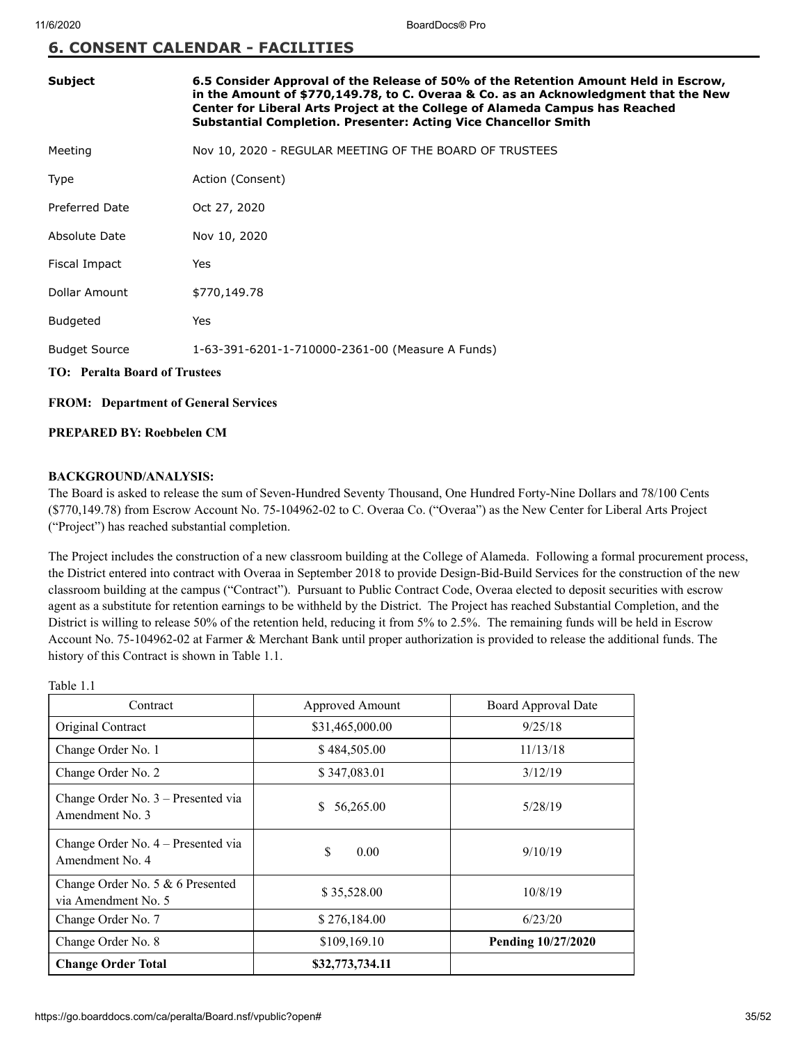## 6. CONSENT CALENDAR - FACILITIES

| | |
|---|---|
| **Subject** | **6.5 Consider Approval of the Release of 50% of the Retention Amount Held in Escrow, in the Amount of $770,149.78, to C. Overaa & Co. as an Acknowledgment that the New Center for Liberal Arts Project at the College of Alameda Campus has Reached Substantial Completion. Presenter: Acting Vice Chancellor Smith** |
| Meeting | Nov 10, 2020 - REGULAR MEETING OF THE BOARD OF TRUSTEES |
| Type | Action (Consent) |
| Preferred Date | Oct 27, 2020 |
| Absolute Date | Nov 10, 2020 |
| Fiscal Impact | Yes |
| Dollar Amount | $770,149.78 |
| Budgeted | Yes |
| Budget Source | 1-63-391-6201-1-710000-2361-00 (Measure A Funds) |

**TO: Peralta Board of Trustees**

**FROM: Department of General Services**

**PREPARED BY: Roebbelen CM**

**BACKGROUND/ANALYSIS:**

The Board is asked to release the sum of Seven-Hundred Seventy Thousand, One Hundred Forty-Nine Dollars and 78/100 Cents ($770,149.78) from Escrow Account No. 75-104962-02 to C. Overaa Co. ("Overaa") as the New Center for Liberal Arts Project ("Project") has reached substantial completion.

The Project includes the construction of a new classroom building at the College of Alameda. Following a formal procurement process, the District entered into contract with Overaa in September 2018 to provide Design-Bid-Build Services for the construction of the new classroom building at the campus ("Contract"). Pursuant to Public Contract Code, Overaa elected to deposit securities with escrow agent as a substitute for retention earnings to be withheld by the District. The Project has reached Substantial Completion, and the District is willing to release 50% of the retention held, reducing it from 5% to 2.5%. The remaining funds will be held in Escrow Account No. 75-104962-02 at Farmer & Merchant Bank until proper authorization is provided to release the additional funds. The history of this Contract is shown in Table 1.1.

Table 1.1

| Contract | Approved Amount | Board Approval Date |
|---|---|---|
| Original Contract | $31,465,000.00 | 9/25/18 |
| Change Order No. 1 | $ 484,505.00 | 11/13/18 |
| Change Order No. 2 | $ 347,083.01 | 3/12/19 |
| Change Order No. 3 – Presented via Amendment No. 3 | $ 56,265.00 | 5/28/19 |
| Change Order No. 4 – Presented via Amendment No. 4 | $ 0.00 | 9/10/19 |
| Change Order No. 5 & 6 Presented via Amendment No. 5 | $ 35,528.00 | 10/8/19 |
| Change Order No. 7 | $ 276,184.00 | 6/23/20 |
| Change Order No. 8 | $109,169.10 | **Pending 10/27/2020** |
| **Change Order Total** | **$32,773,734.11** | |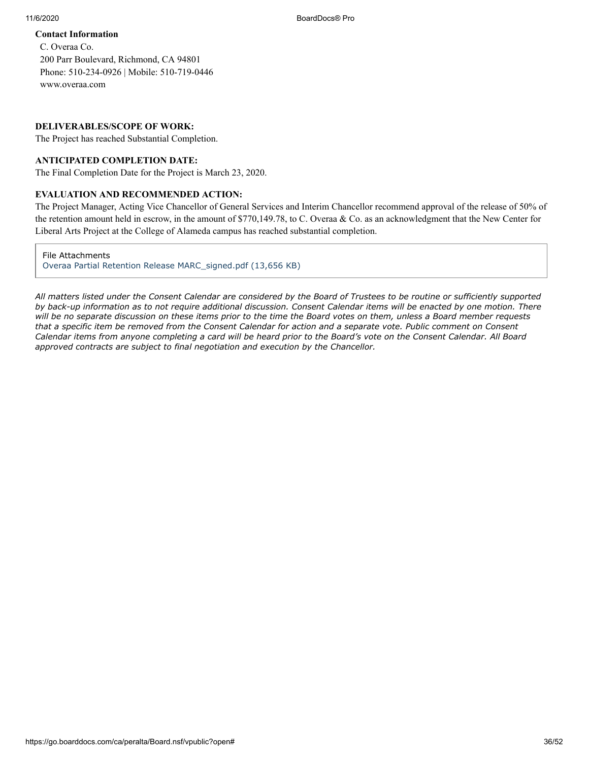**Contact Information**

C. Overaa Co.
200 Parr Boulevard, Richmond, CA 94801
Phone: 510-234-0926 | Mobile: 510-719-0446
www.overaa.com

**DELIVERABLES/SCOPE OF WORK:**

The Project has reached Substantial Completion.

**ANTICIPATED COMPLETION DATE:**

The Final Completion Date for the Project is March 23, 2020.

**EVALUATION AND RECOMMENDED ACTION:**

The Project Manager, Acting Vice Chancellor of General Services and Interim Chancellor recommend approval of the release of 50% of the retention amount held in escrow, in the amount of $770,149.78, to C. Overaa & Co. as an acknowledgment that the New Center for Liberal Arts Project at the College of Alameda campus has reached substantial completion.

File Attachments
Overaa Partial Retention Release MARC_signed.pdf (13,656 KB)

*All matters listed under the Consent Calendar are considered by the Board of Trustees to be routine or sufficiently supported by back-up information as to not require additional discussion. Consent Calendar items will be enacted by one motion. There will be no separate discussion on these items prior to the time the Board votes on them, unless a Board member requests that a specific item be removed from the Consent Calendar for action and a separate vote. Public comment on Consent Calendar items from anyone completing a card will be heard prior to the Board's vote on the Consent Calendar. All Board approved contracts are subject to final negotiation and execution by the Chancellor.*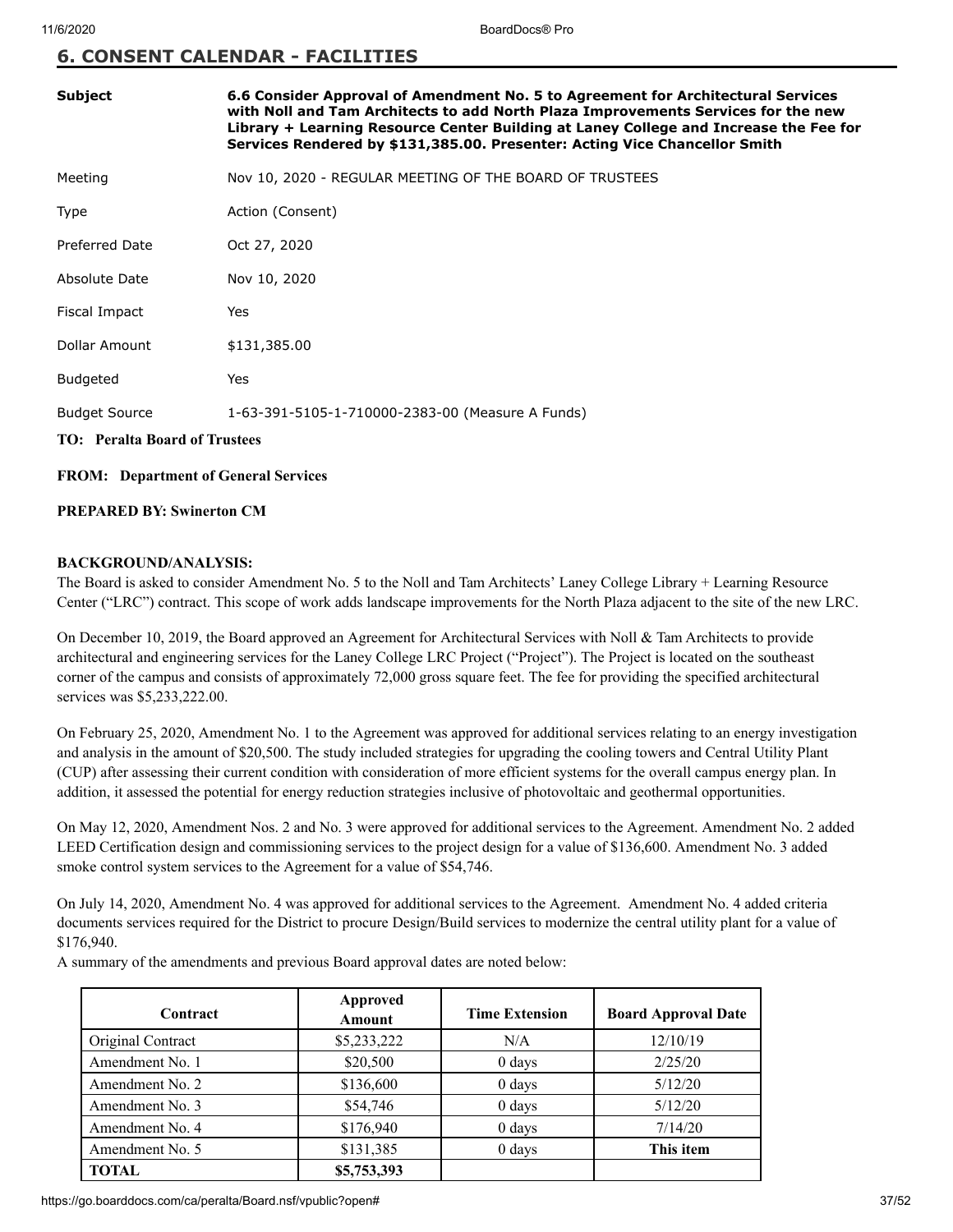## 6. CONSENT CALENDAR - FACILITIES

| | |
|---|---|
| **Subject** | **6.6 Consider Approval of Amendment No. 5 to Agreement for Architectural Services with Noll and Tam Architects to add North Plaza Improvements Services for the new Library + Learning Resource Center Building at Laney College and Increase the Fee for Services Rendered by $131,385.00. Presenter: Acting Vice Chancellor Smith** |
| Meeting | Nov 10, 2020 - REGULAR MEETING OF THE BOARD OF TRUSTEES |
| Type | Action (Consent) |
| Preferred Date | Oct 27, 2020 |
| Absolute Date | Nov 10, 2020 |
| Fiscal Impact | Yes |
| Dollar Amount | $131,385.00 |
| Budgeted | Yes |
| Budget Source | 1-63-391-5105-1-710000-2383-00 (Measure A Funds) |

**TO: Peralta Board of Trustees**

**FROM: Department of General Services**

**PREPARED BY: Swinerton CM**

**BACKGROUND/ANALYSIS:**

The Board is asked to consider Amendment No. 5 to the Noll and Tam Architects' Laney College Library + Learning Resource Center ("LRC") contract. This scope of work adds landscape improvements for the North Plaza adjacent to the site of the new LRC.

On December 10, 2019, the Board approved an Agreement for Architectural Services with Noll & Tam Architects to provide architectural and engineering services for the Laney College LRC Project ("Project"). The Project is located on the southeast corner of the campus and consists of approximately 72,000 gross square feet. The fee for providing the specified architectural services was $5,233,222.00.

On February 25, 2020, Amendment No. 1 to the Agreement was approved for additional services relating to an energy investigation and analysis in the amount of $20,500. The study included strategies for upgrading the cooling towers and Central Utility Plant (CUP) after assessing their current condition with consideration of more efficient systems for the overall campus energy plan. In addition, it assessed the potential for energy reduction strategies inclusive of photovoltaic and geothermal opportunities.

On May 12, 2020, Amendment Nos. 2 and No. 3 were approved for additional services to the Agreement. Amendment No. 2 added LEED Certification design and commissioning services to the project design for a value of $136,600. Amendment No. 3 added smoke control system services to the Agreement for a value of $54,746.

On July 14, 2020, Amendment No. 4 was approved for additional services to the Agreement. Amendment No. 4 added criteria documents services required for the District to procure Design/Build services to modernize the central utility plant for a value of $176,940.

A summary of the amendments and previous Board approval dates are noted below:

| Contract | Approved Amount | Time Extension | Board Approval Date |
|---|---|---|---|
| Original Contract | $5,233,222 | N/A | 12/10/19 |
| Amendment No. 1 | $20,500 | 0 days | 2/25/20 |
| Amendment No. 2 | $136,600 | 0 days | 5/12/20 |
| Amendment No. 3 | $54,746 | 0 days | 5/12/20 |
| Amendment No. 4 | $176,940 | 0 days | 7/14/20 |
| Amendment No. 5 | $131,385 | 0 days | **This item** |
| **TOTAL** | **$5,753,393** | | |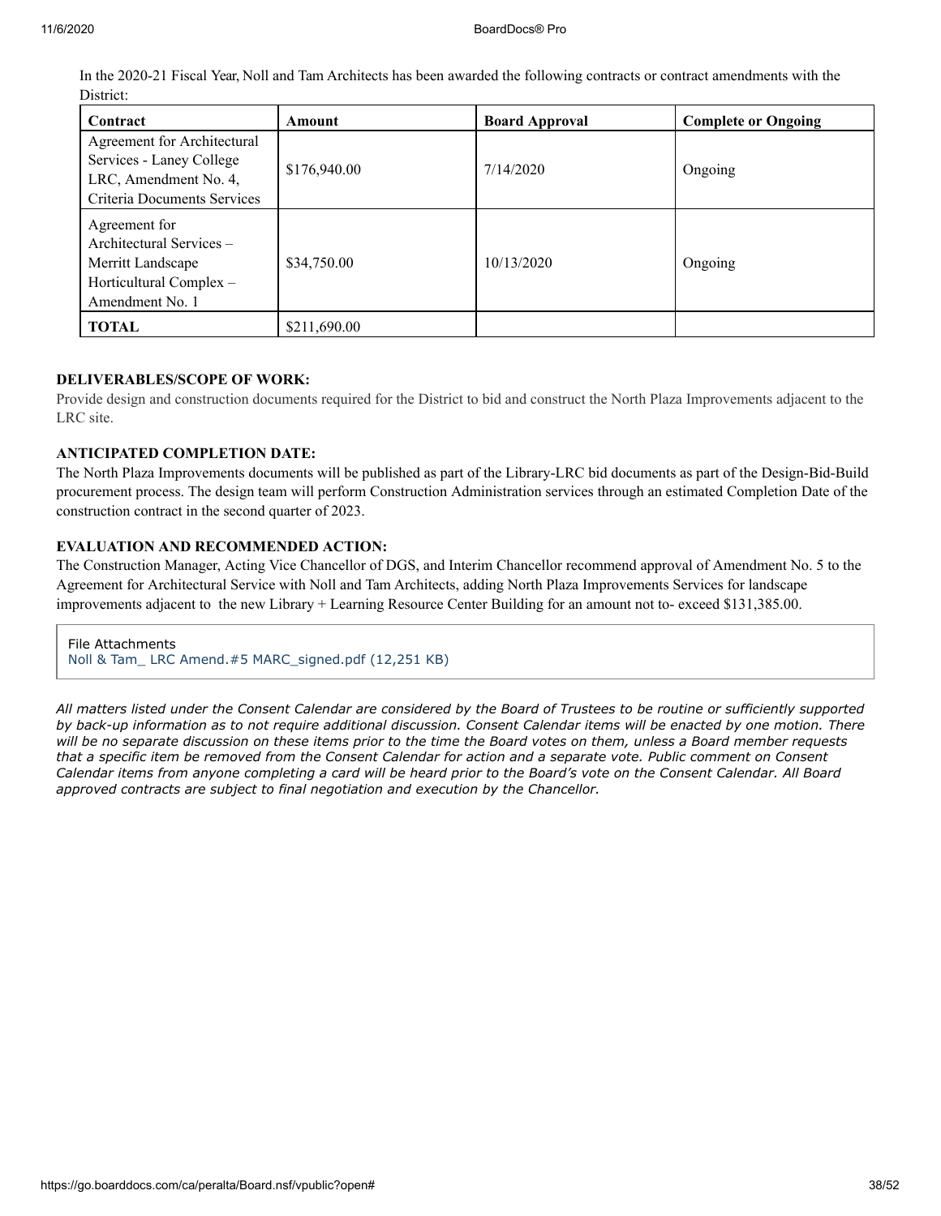In the 2020-21 Fiscal Year, Noll and Tam Architects has been awarded the following contracts or contract amendments with the District:

| Contract | Amount | Board Approval | Complete or Ongoing |
|---|---|---|---|
| Agreement for Architectural Services - Laney College LRC, Amendment No. 4, Criteria Documents Services | $176,940.00 | 7/14/2020 | Ongoing |
| Agreement for Architectural Services – Merritt Landscape Horticultural Complex – Amendment No. 1 | $34,750.00 | 10/13/2020 | Ongoing |
| **TOTAL** | $211,690.00 | | |

**DELIVERABLES/SCOPE OF WORK:**

Provide design and construction documents required for the District to bid and construct the North Plaza Improvements adjacent to the LRC site.

**ANTICIPATED COMPLETION DATE:**

The North Plaza Improvements documents will be published as part of the Library-LRC bid documents as part of the Design-Bid-Build procurement process. The design team will perform Construction Administration services through an estimated Completion Date of the construction contract in the second quarter of 2023.

**EVALUATION AND RECOMMENDED ACTION:**

The Construction Manager, Acting Vice Chancellor of DGS, and Interim Chancellor recommend approval of Amendment No. 5 to the Agreement for Architectural Service with Noll and Tam Architects, adding North Plaza Improvements Services for landscape improvements adjacent to the new Library + Learning Resource Center Building for an amount not to- exceed $131,385.00.

File Attachments
Noll & Tam_ LRC Amend.#5 MARC_signed.pdf (12,251 KB)

*All matters listed under the Consent Calendar are considered by the Board of Trustees to be routine or sufficiently supported by back-up information as to not require additional discussion. Consent Calendar items will be enacted by one motion. There will be no separate discussion on these items prior to the time the Board votes on them, unless a Board member requests that a specific item be removed from the Consent Calendar for action and a separate vote. Public comment on Consent Calendar items from anyone completing a card will be heard prior to the Board's vote on the Consent Calendar. All Board approved contracts are subject to final negotiation and execution by the Chancellor.*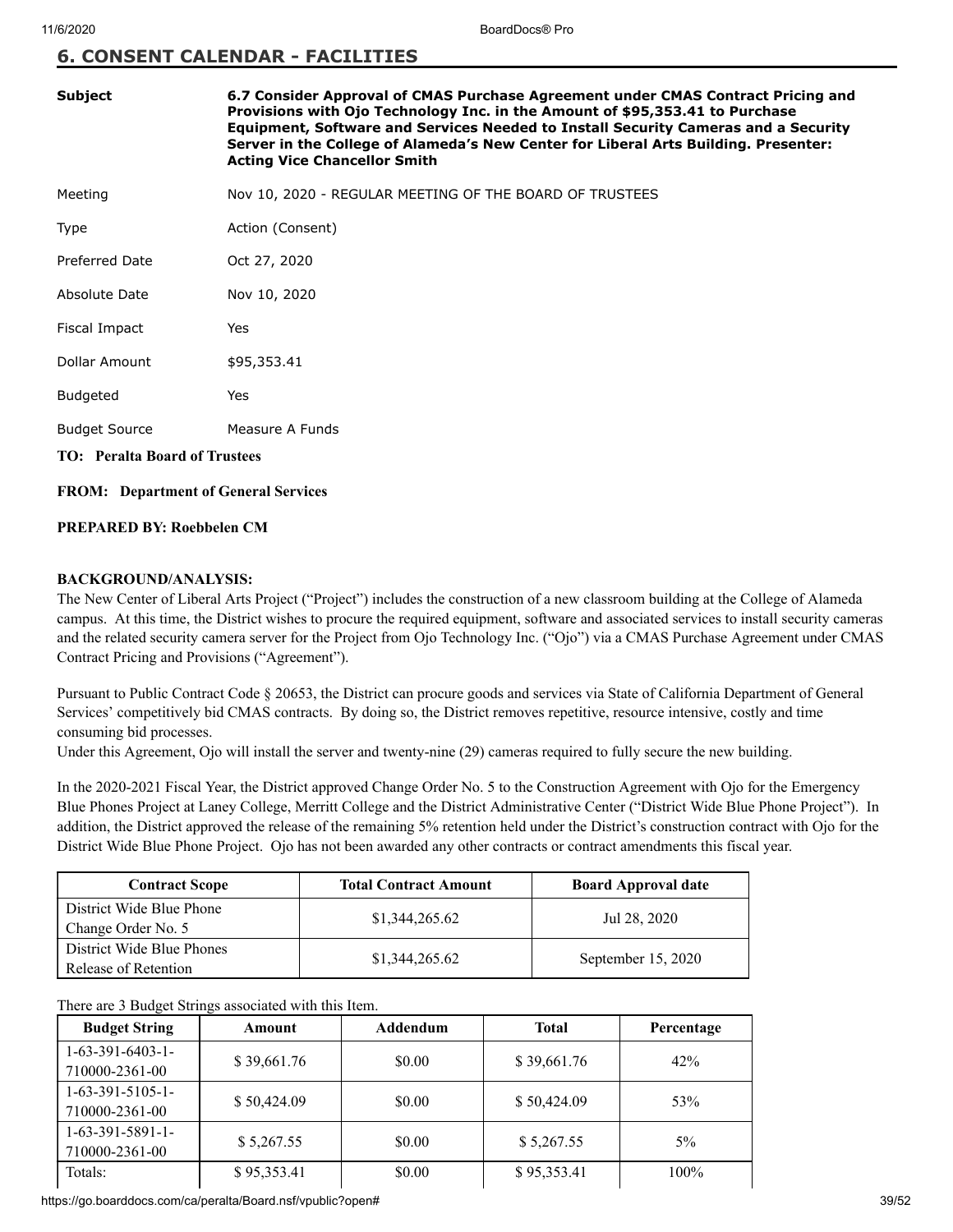## 6. CONSENT CALENDAR - FACILITIES

| | |
|---|---|
| **Subject** | **6.7 Consider Approval of CMAS Purchase Agreement under CMAS Contract Pricing and Provisions with Ojo Technology Inc. in the Amount of $95,353.41 to Purchase Equipment, Software and Services Needed to Install Security Cameras and a Security Server in the College of Alameda's New Center for Liberal Arts Building. Presenter: Acting Vice Chancellor Smith** |
| Meeting | Nov 10, 2020 - REGULAR MEETING OF THE BOARD OF TRUSTEES |
| Type | Action (Consent) |
| Preferred Date | Oct 27, 2020 |
| Absolute Date | Nov 10, 2020 |
| Fiscal Impact | Yes |
| Dollar Amount | $95,353.41 |
| Budgeted | Yes |
| Budget Source | Measure A Funds |

**TO: Peralta Board of Trustees**

**FROM: Department of General Services**

**PREPARED BY: Roebbelen CM**

**BACKGROUND/ANALYSIS:**

The New Center of Liberal Arts Project ("Project") includes the construction of a new classroom building at the College of Alameda campus. At this time, the District wishes to procure the required equipment, software and associated services to install security cameras and the related security camera server for the Project from Ojo Technology Inc. ("Ojo") via a CMAS Purchase Agreement under CMAS Contract Pricing and Provisions ("Agreement").

Pursuant to Public Contract Code § 20653, the District can procure goods and services via State of California Department of General Services' competitively bid CMAS contracts. By doing so, the District removes repetitive, resource intensive, costly and time consuming bid processes.

Under this Agreement, Ojo will install the server and twenty-nine (29) cameras required to fully secure the new building.

In the 2020-2021 Fiscal Year, the District approved Change Order No. 5 to the Construction Agreement with Ojo for the Emergency Blue Phones Project at Laney College, Merritt College and the District Administrative Center ("District Wide Blue Phone Project"). In addition, the District approved the release of the remaining 5% retention held under the District's construction contract with Ojo for the District Wide Blue Phone Project. Ojo has not been awarded any other contracts or contract amendments this fiscal year.

| Contract Scope | Total Contract Amount | Board Approval date |
|---|---|---|
| District Wide Blue Phone Change Order No. 5 | $1,344,265.62 | Jul 28, 2020 |
| District Wide Blue Phones Release of Retention | $1,344,265.62 | September 15, 2020 |

There are 3 Budget Strings associated with this Item.

| Budget String | Amount | Addendum | Total | Percentage |
|---|---|---|---|---|
| 1-63-391-6403-1-710000-2361-00 | $ 39,661.76 | $0.00 | $ 39,661.76 | 42% |
| 1-63-391-5105-1-710000-2361-00 | $ 50,424.09 | $0.00 | $ 50,424.09 | 53% |
| 1-63-391-5891-1-710000-2361-00 | $ 5,267.55 | $0.00 | $ 5,267.55 | 5% |
| Totals: | $ 95,353.41 | $0.00 | $ 95,353.41 | 100% |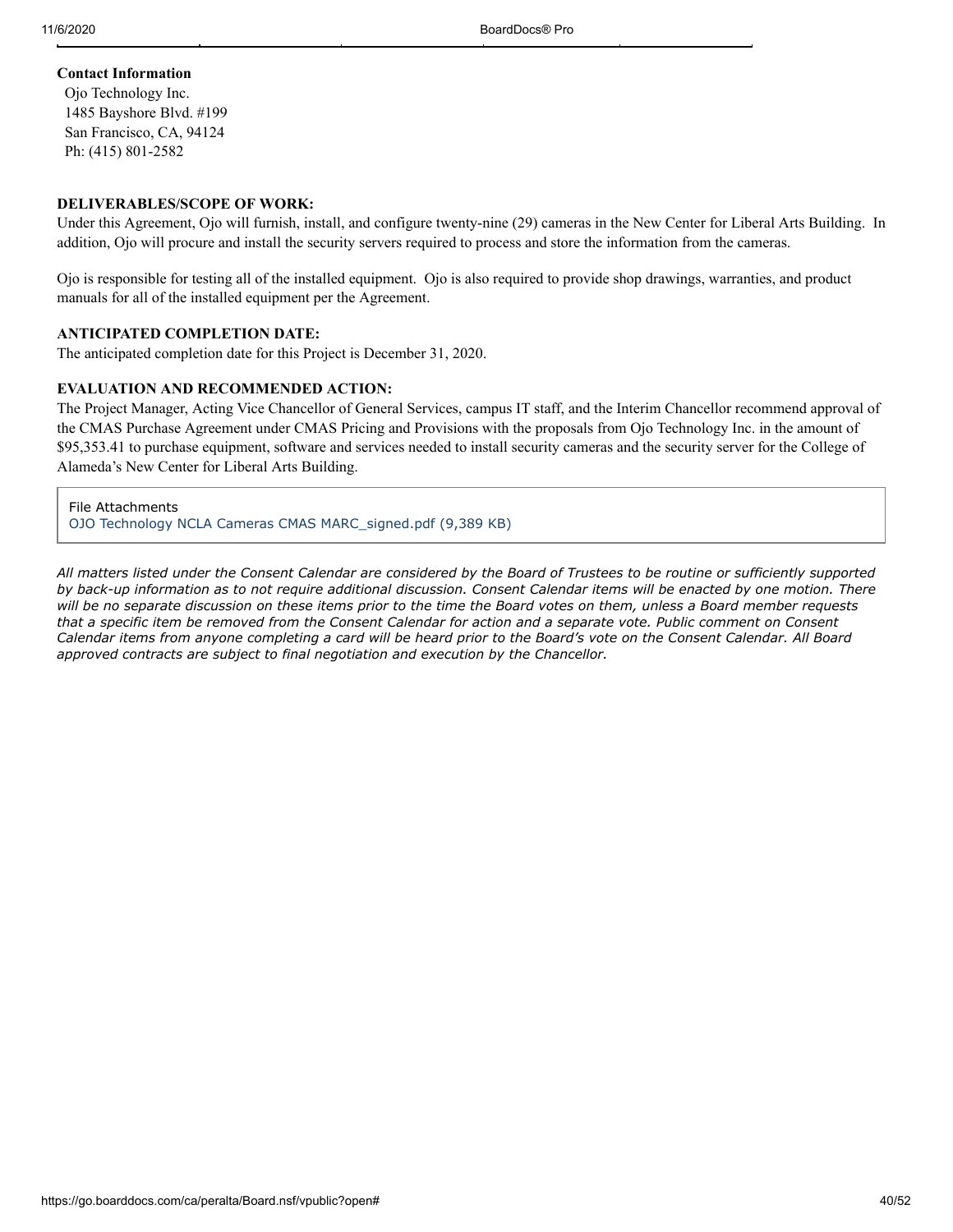**Contact Information**

Ojo Technology Inc.
1485 Bayshore Blvd. #199
San Francisco, CA, 94124
Ph: (415) 801-2582

**DELIVERABLES/SCOPE OF WORK:**

Under this Agreement, Ojo will furnish, install, and configure twenty-nine (29) cameras in the New Center for Liberal Arts Building. In addition, Ojo will procure and install the security servers required to process and store the information from the cameras.

Ojo is responsible for testing all of the installed equipment. Ojo is also required to provide shop drawings, warranties, and product manuals for all of the installed equipment per the Agreement.

**ANTICIPATED COMPLETION DATE:**

The anticipated completion date for this Project is December 31, 2020.

**EVALUATION AND RECOMMENDED ACTION:**

The Project Manager, Acting Vice Chancellor of General Services, campus IT staff, and the Interim Chancellor recommend approval of the CMAS Purchase Agreement under CMAS Pricing and Provisions with the proposals from Ojo Technology Inc. in the amount of $95,353.41 to purchase equipment, software and services needed to install security cameras and the security server for the College of Alameda's New Center for Liberal Arts Building.

File Attachments
OJO Technology NCLA Cameras CMAS MARC_signed.pdf (9,389 KB)

*All matters listed under the Consent Calendar are considered by the Board of Trustees to be routine or sufficiently supported by back-up information as to not require additional discussion. Consent Calendar items will be enacted by one motion. There will be no separate discussion on these items prior to the time the Board votes on them, unless a Board member requests that a specific item be removed from the Consent Calendar for action and a separate vote. Public comment on Consent Calendar items from anyone completing a card will be heard prior to the Board's vote on the Consent Calendar. All Board approved contracts are subject to final negotiation and execution by the Chancellor.*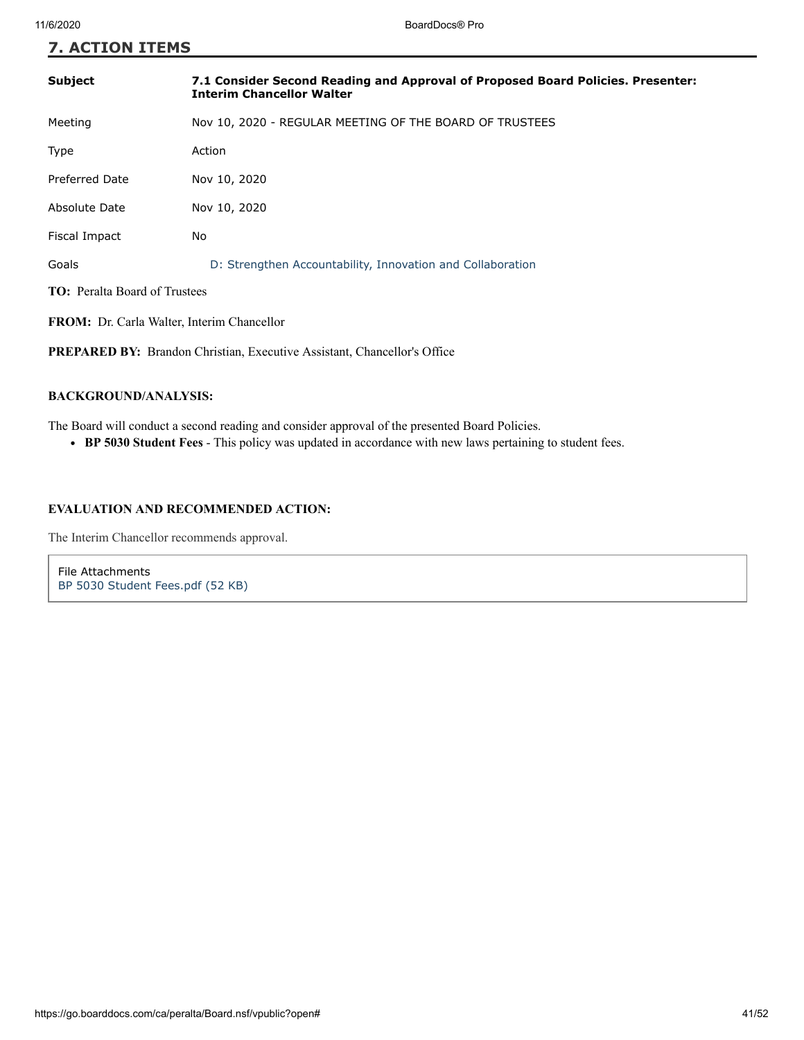## 7. ACTION ITEMS

| | |
|---|---|
| **Subject** | **7.1 Consider Second Reading and Approval of Proposed Board Policies. Presenter: Interim Chancellor Walter** |
| Meeting | Nov 10, 2020 - REGULAR MEETING OF THE BOARD OF TRUSTEES |
| Type | Action |
| Preferred Date | Nov 10, 2020 |
| Absolute Date | Nov 10, 2020 |
| Fiscal Impact | No |
| Goals | D: Strengthen Accountability, Innovation and Collaboration |

**TO:** Peralta Board of Trustees

**FROM:** Dr. Carla Walter, Interim Chancellor

**PREPARED BY:** Brandon Christian, Executive Assistant, Chancellor's Office

**BACKGROUND/ANALYSIS:**

The Board will conduct a second reading and consider approval of the presented Board Policies.

- **BP 5030 Student Fees** - This policy was updated in accordance with new laws pertaining to student fees.

**EVALUATION AND RECOMMENDED ACTION:**

The Interim Chancellor recommends approval.

File Attachments
BP 5030 Student Fees.pdf (52 KB)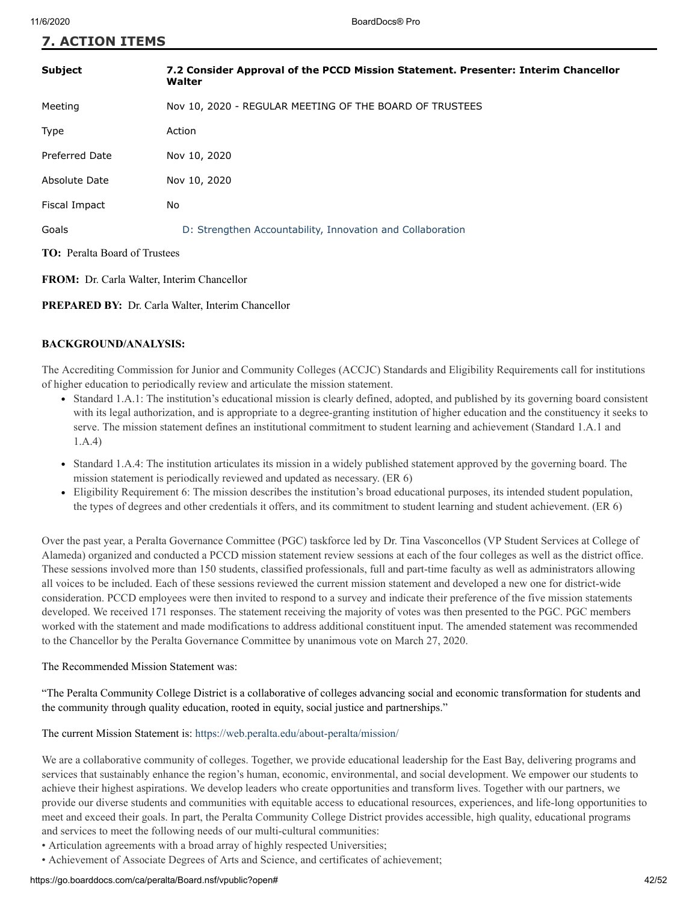## 7. ACTION ITEMS

| | |
|---|---|
| **Subject** | **7.2 Consider Approval of the PCCD Mission Statement. Presenter: Interim Chancellor Walter** |
| Meeting | Nov 10, 2020 - REGULAR MEETING OF THE BOARD OF TRUSTEES |
| Type | Action |
| Preferred Date | Nov 10, 2020 |
| Absolute Date | Nov 10, 2020 |
| Fiscal Impact | No |
| Goals | D: Strengthen Accountability, Innovation and Collaboration |

**TO:** Peralta Board of Trustees

**FROM:** Dr. Carla Walter, Interim Chancellor

**PREPARED BY:** Dr. Carla Walter, Interim Chancellor

**BACKGROUND/ANALYSIS:**

The Accrediting Commission for Junior and Community Colleges (ACCJC) Standards and Eligibility Requirements call for institutions of higher education to periodically review and articulate the mission statement.

- Standard 1.A.1: The institution's educational mission is clearly defined, adopted, and published by its governing board consistent with its legal authorization, and is appropriate to a degree-granting institution of higher education and the constituency it seeks to serve. The mission statement defines an institutional commitment to student learning and achievement (Standard 1.A.1 and 1.A.4)
- Standard 1.A.4: The institution articulates its mission in a widely published statement approved by the governing board. The mission statement is periodically reviewed and updated as necessary. (ER 6)
- Eligibility Requirement 6: The mission describes the institution's broad educational purposes, its intended student population, the types of degrees and other credentials it offers, and its commitment to student learning and student achievement. (ER 6)

Over the past year, a Peralta Governance Committee (PGC) taskforce led by Dr. Tina Vasconcellos (VP Student Services at College of Alameda) organized and conducted a PCCD mission statement review sessions at each of the four colleges as well as the district office. These sessions involved more than 150 students, classified professionals, full and part-time faculty as well as administrators allowing all voices to be included. Each of these sessions reviewed the current mission statement and developed a new one for district-wide consideration. PCCD employees were then invited to respond to a survey and indicate their preference of the five mission statements developed. We received 171 responses. The statement receiving the majority of votes was then presented to the PGC. PGC members worked with the statement and made modifications to address additional constituent input. The amended statement was recommended to the Chancellor by the Peralta Governance Committee by unanimous vote on March 27, 2020.

The Recommended Mission Statement was:

"The Peralta Community College District is a collaborative of colleges advancing social and economic transformation for students and the community through quality education, rooted in equity, social justice and partnerships."

The current Mission Statement is: https://web.peralta.edu/about-peralta/mission/

We are a collaborative community of colleges. Together, we provide educational leadership for the East Bay, delivering programs and services that sustainably enhance the region's human, economic, environmental, and social development. We empower our students to achieve their highest aspirations. We develop leaders who create opportunities and transform lives. Together with our partners, we provide our diverse students and communities with equitable access to educational resources, experiences, and life-long opportunities to meet and exceed their goals. In part, the Peralta Community College District provides accessible, high quality, educational programs and services to meet the following needs of our multi-cultural communities:

- Articulation agreements with a broad array of highly respected Universities;
- Achievement of Associate Degrees of Arts and Science, and certificates of achievement;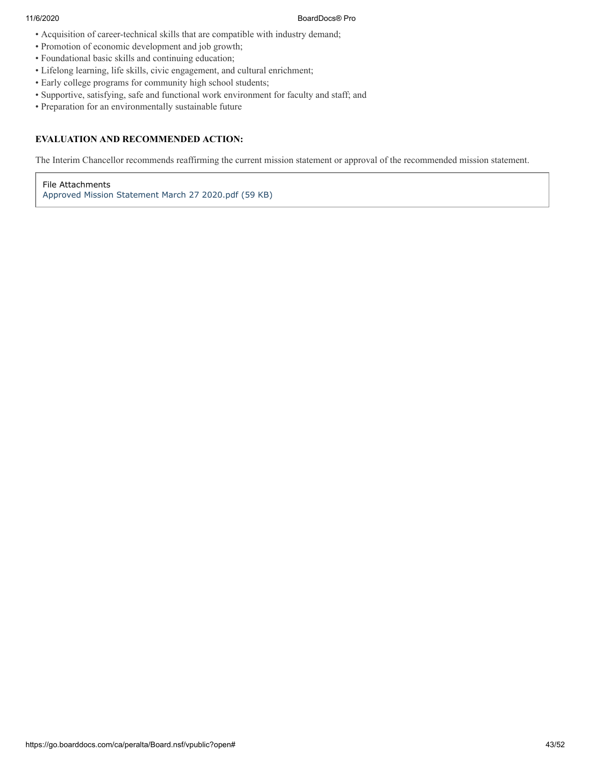- Acquisition of career-technical skills that are compatible with industry demand;
- Promotion of economic development and job growth;
- Foundational basic skills and continuing education;
- Lifelong learning, life skills, civic engagement, and cultural enrichment;
- Early college programs for community high school students;
- Supportive, satisfying, safe and functional work environment for faculty and staff; and
- Preparation for an environmentally sustainable future

**EVALUATION AND RECOMMENDED ACTION:**

The Interim Chancellor recommends reaffirming the current mission statement or approval of the recommended mission statement.

File Attachments
Approved Mission Statement March 27 2020.pdf (59 KB)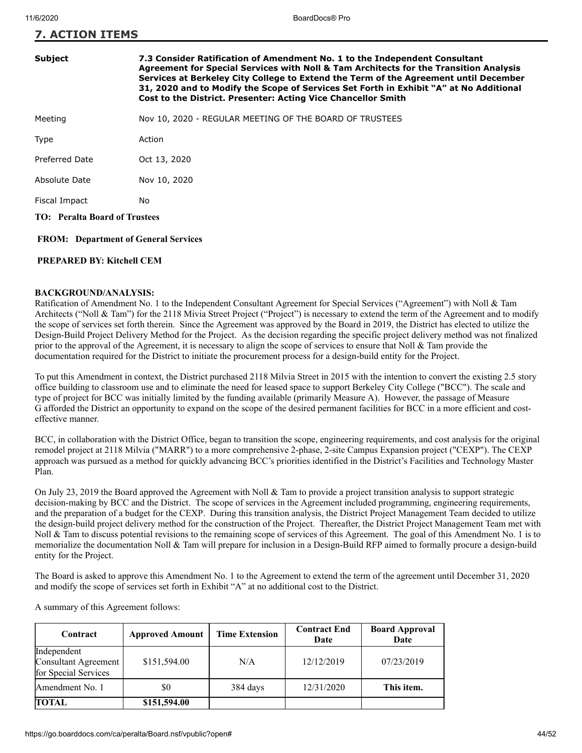## 7. ACTION ITEMS

| | |
|---|---|
| **Subject** | **7.3 Consider Ratification of Amendment No. 1 to the Independent Consultant Agreement for Special Services with Noll & Tam Architects for the Transition Analysis Services at Berkeley City College to Extend the Term of the Agreement until December 31, 2020 and to Modify the Scope of Services Set Forth in Exhibit "A" at No Additional Cost to the District. Presenter: Acting Vice Chancellor Smith** |
| Meeting | Nov 10, 2020 - REGULAR MEETING OF THE BOARD OF TRUSTEES |
| Type | Action |
| Preferred Date | Oct 13, 2020 |
| Absolute Date | Nov 10, 2020 |
| Fiscal Impact | No |

**TO: Peralta Board of Trustees**

**FROM: Department of General Services**

**PREPARED BY: Kitchell CEM**

**BACKGROUND/ANALYSIS:**

Ratification of Amendment No. 1 to the Independent Consultant Agreement for Special Services ("Agreement") with Noll & Tam Architects ("Noll & Tam") for the 2118 Mivia Street Project ("Project") is necessary to extend the term of the Agreement and to modify the scope of services set forth therein. Since the Agreement was approved by the Board in 2019, the District has elected to utilize the Design-Build Project Delivery Method for the Project. As the decision regarding the specific project delivery method was not finalized prior to the approval of the Agreement, it is necessary to align the scope of services to ensure that Noll & Tam provide the documentation required for the District to initiate the procurement process for a design-build entity for the Project.

To put this Amendment in context, the District purchased 2118 Milvia Street in 2015 with the intention to convert the existing 2.5 story office building to classroom use and to eliminate the need for leased space to support Berkeley City College ("BCC"). The scale and type of project for BCC was initially limited by the funding available (primarily Measure A). However, the passage of Measure G afforded the District an opportunity to expand on the scope of the desired permanent facilities for BCC in a more efficient and cost-effective manner.

BCC, in collaboration with the District Office, began to transition the scope, engineering requirements, and cost analysis for the original remodel project at 2118 Milvia ("MARR") to a more comprehensive 2-phase, 2-site Campus Expansion project ("CEXP"). The CEXP approach was pursued as a method for quickly advancing BCC's priorities identified in the District's Facilities and Technology Master Plan.

On July 23, 2019 the Board approved the Agreement with Noll & Tam to provide a project transition analysis to support strategic decision-making by BCC and the District. The scope of services in the Agreement included programming, engineering requirements, and the preparation of a budget for the CEXP. During this transition analysis, the District Project Management Team decided to utilize the design-build project delivery method for the construction of the Project. Thereafter, the District Project Management Team met with Noll & Tam to discuss potential revisions to the remaining scope of services of this Agreement. The goal of this Amendment No. 1 is to memorialize the documentation Noll & Tam will prepare for inclusion in a Design-Build RFP aimed to formally procure a design-build entity for the Project.

The Board is asked to approve this Amendment No. 1 to the Agreement to extend the term of the agreement until December 31, 2020 and modify the scope of services set forth in Exhibit "A" at no additional cost to the District.

A summary of this Agreement follows:

| Contract | Approved Amount | Time Extension | Contract End Date | Board Approval Date |
|---|---|---|---|---|
| Independent Consultant Agreement for Special Services | $151,594.00 | N/A | 12/12/2019 | 07/23/2019 |
| Amendment No. 1 | $0 | 384 days | 12/31/2020 | **This item.** |
| **TOTAL** | **$151,594.00** | | | |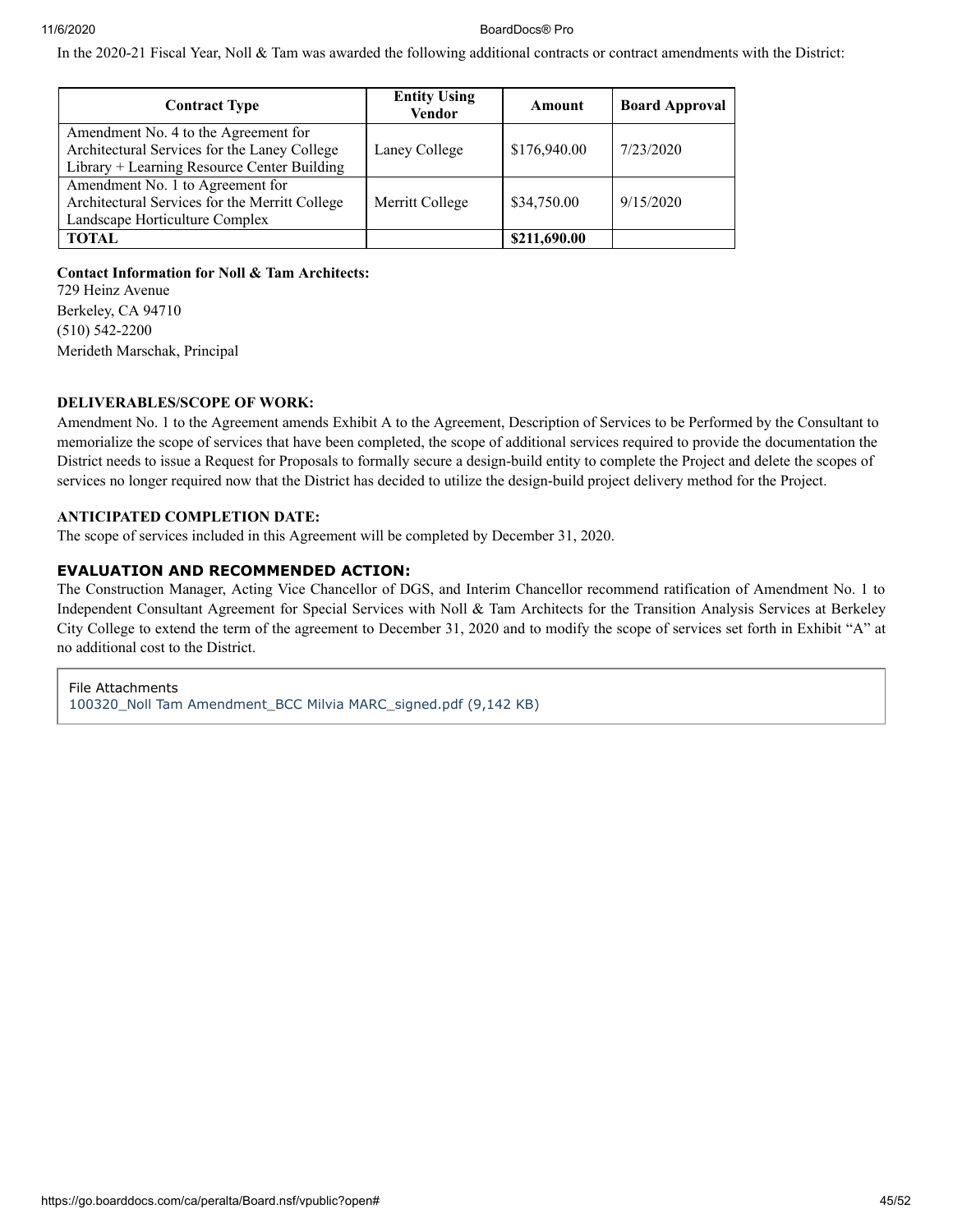In the 2020-21 Fiscal Year, Noll & Tam was awarded the following additional contracts or contract amendments with the District:

| Contract Type | Entity Using Vendor | Amount | Board Approval |
|---|---|---|---|
| Amendment No. 4 to the Agreement for Architectural Services for the Laney College Library + Learning Resource Center Building | Laney College | $176,940.00 | 7/23/2020 |
| Amendment No. 1 to Agreement for Architectural Services for the Merritt College Landscape Horticulture Complex | Merritt College | $34,750.00 | 9/15/2020 |
| **TOTAL** | | **$211,690.00** | |

**Contact Information for Noll & Tam Architects:**
729 Heinz Avenue
Berkeley, CA 94710
(510) 542-2200
Merideth Marschak, Principal

**DELIVERABLES/SCOPE OF WORK:**
Amendment No. 1 to the Agreement amends Exhibit A to the Agreement, Description of Services to be Performed by the Consultant to memorialize the scope of services that have been completed, the scope of additional services required to provide the documentation the District needs to issue a Request for Proposals to formally secure a design-build entity to complete the Project and delete the scopes of services no longer required now that the District has decided to utilize the design-build project delivery method for the Project.

**ANTICIPATED COMPLETION DATE:**
The scope of services included in this Agreement will be completed by December 31, 2020.

**EVALUATION AND RECOMMENDED ACTION:**
The Construction Manager, Acting Vice Chancellor of DGS, and Interim Chancellor recommend ratification of Amendment No. 1 to Independent Consultant Agreement for Special Services with Noll & Tam Architects for the Transition Analysis Services at Berkeley City College to extend the term of the agreement to December 31, 2020 and to modify the scope of services set forth in Exhibit "A" at no additional cost to the District.

File Attachments
100320_Noll Tam Amendment_BCC Milvia MARC_signed.pdf (9,142 KB)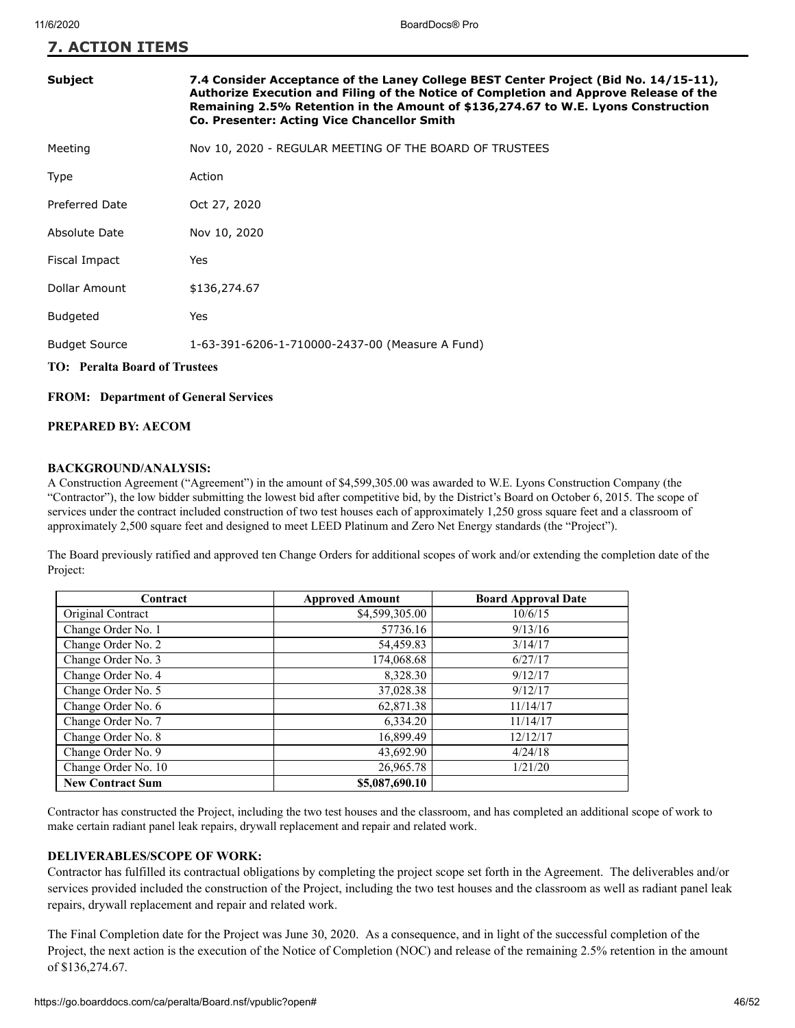## 7. ACTION ITEMS

| | |
|---|---|
| **Subject** | **7.4 Consider Acceptance of the Laney College BEST Center Project (Bid No. 14/15-11), Authorize Execution and Filing of the Notice of Completion and Approve Release of the Remaining 2.5% Retention in the Amount of $136,274.67 to W.E. Lyons Construction Co. Presenter: Acting Vice Chancellor Smith** |
| Meeting | Nov 10, 2020 - REGULAR MEETING OF THE BOARD OF TRUSTEES |
| Type | Action |
| Preferred Date | Oct 27, 2020 |
| Absolute Date | Nov 10, 2020 |
| Fiscal Impact | Yes |
| Dollar Amount | $136,274.67 |
| Budgeted | Yes |
| Budget Source | 1-63-391-6206-1-710000-2437-00 (Measure A Fund) |

**TO: Peralta Board of Trustees**

**FROM: Department of General Services**

**PREPARED BY: AECOM**

**BACKGROUND/ANALYSIS:**

A Construction Agreement ("Agreement") in the amount of $4,599,305.00 was awarded to W.E. Lyons Construction Company (the "Contractor"), the low bidder submitting the lowest bid after competitive bid, by the District's Board on October 6, 2015. The scope of services under the contract included construction of two test houses each of approximately 1,250 gross square feet and a classroom of approximately 2,500 square feet and designed to meet LEED Platinum and Zero Net Energy standards (the "Project").

The Board previously ratified and approved ten Change Orders for additional scopes of work and/or extending the completion date of the Project:

| Contract | Approved Amount | Board Approval Date |
|---|---|---|
| Original Contract | $4,599,305.00 | 10/6/15 |
| Change Order No. 1 | 57736.16 | 9/13/16 |
| Change Order No. 2 | 54,459.83 | 3/14/17 |
| Change Order No. 3 | 174,068.68 | 6/27/17 |
| Change Order No. 4 | 8,328.30 | 9/12/17 |
| Change Order No. 5 | 37,028.38 | 9/12/17 |
| Change Order No. 6 | 62,871.38 | 11/14/17 |
| Change Order No. 7 | 6,334.20 | 11/14/17 |
| Change Order No. 8 | 16,899.49 | 12/12/17 |
| Change Order No. 9 | 43,692.90 | 4/24/18 |
| Change Order No. 10 | 26,965.78 | 1/21/20 |
| **New Contract Sum** | **$5,087,690.10** | |

Contractor has constructed the Project, including the two test houses and the classroom, and has completed an additional scope of work to make certain radiant panel leak repairs, drywall replacement and repair and related work.

**DELIVERABLES/SCOPE OF WORK:**

Contractor has fulfilled its contractual obligations by completing the project scope set forth in the Agreement. The deliverables and/or services provided included the construction of the Project, including the two test houses and the classroom as well as radiant panel leak repairs, drywall replacement and repair and related work.

The Final Completion date for the Project was June 30, 2020. As a consequence, and in light of the successful completion of the Project, the next action is the execution of the Notice of Completion (NOC) and release of the remaining 2.5% retention in the amount of $136,274.67.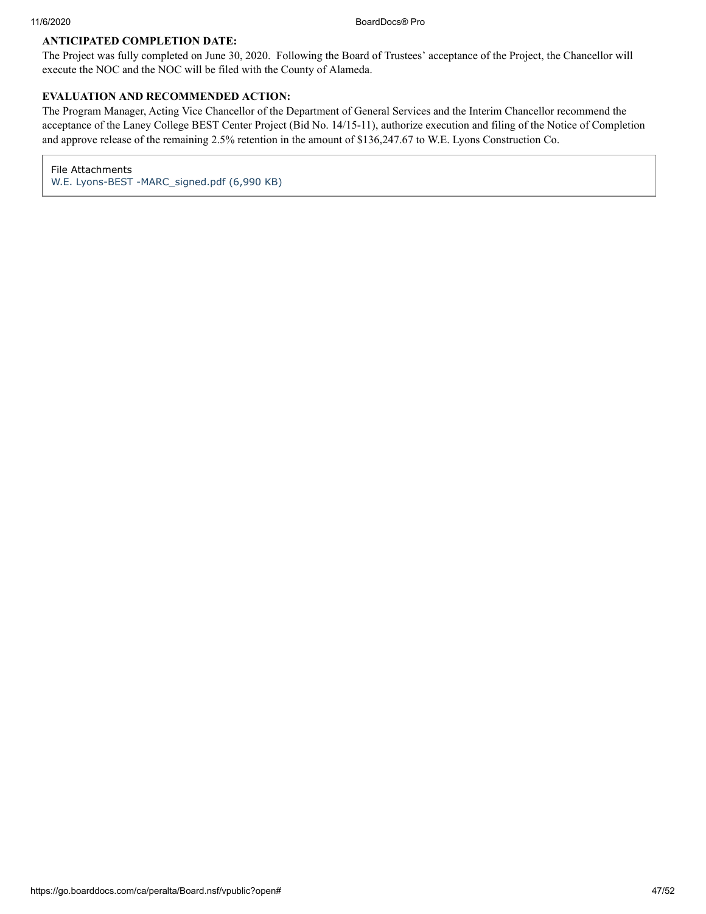**ANTICIPATED COMPLETION DATE:**

The Project was fully completed on June 30, 2020. Following the Board of Trustees' acceptance of the Project, the Chancellor will execute the NOC and the NOC will be filed with the County of Alameda.

**EVALUATION AND RECOMMENDED ACTION:**

The Program Manager, Acting Vice Chancellor of the Department of General Services and the Interim Chancellor recommend the acceptance of the Laney College BEST Center Project (Bid No. 14/15-11), authorize execution and filing of the Notice of Completion and approve release of the remaining 2.5% retention in the amount of $136,247.67 to W.E. Lyons Construction Co.

File Attachments

W.E. Lyons-BEST -MARC_signed.pdf (6,990 KB)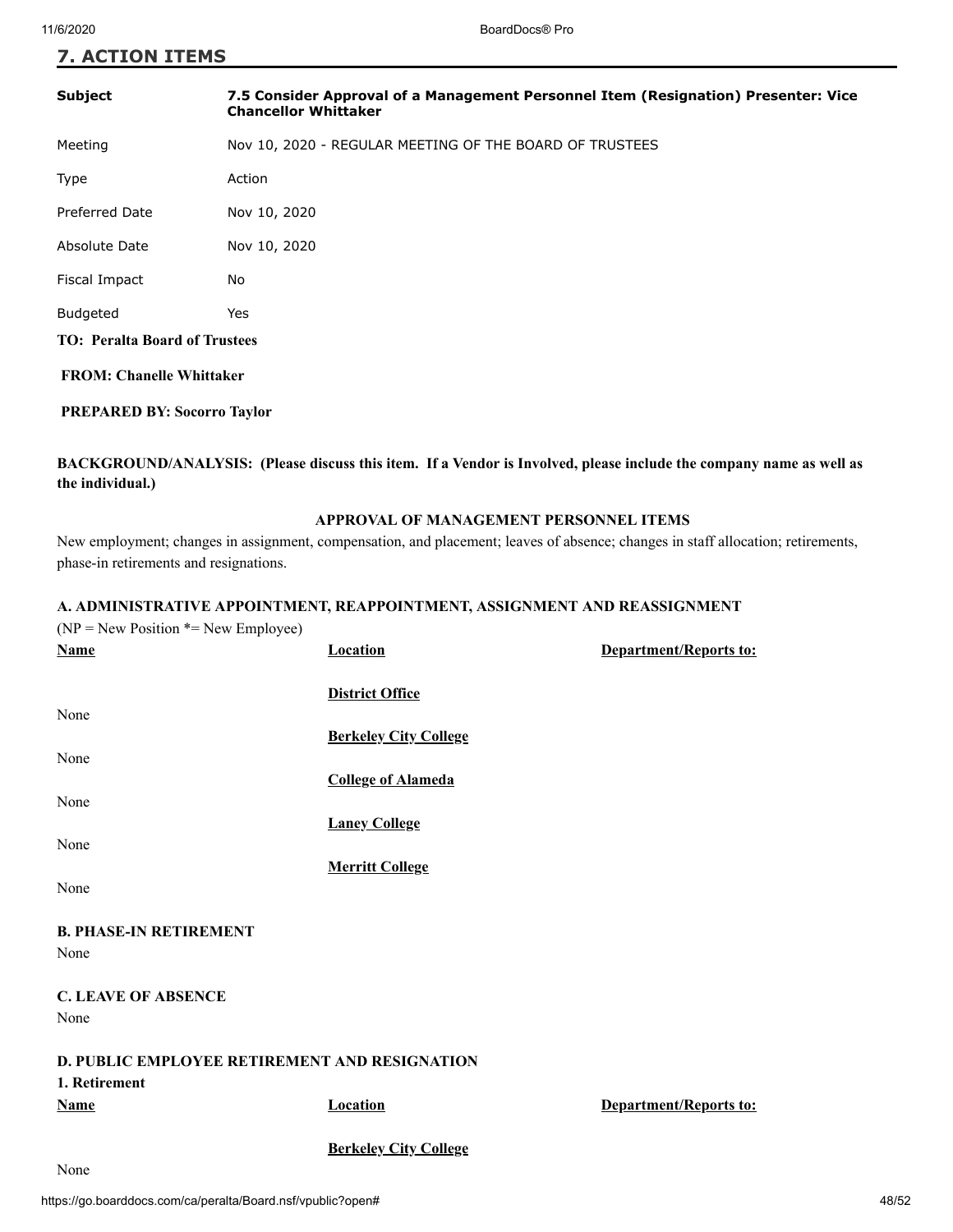## 7. ACTION ITEMS

| | |
|---|---|
| **Subject** | **7.5 Consider Approval of a Management Personnel Item (Resignation) Presenter: Vice Chancellor Whittaker** |
| Meeting | Nov 10, 2020 - REGULAR MEETING OF THE BOARD OF TRUSTEES |
| Type | Action |
| Preferred Date | Nov 10, 2020 |
| Absolute Date | Nov 10, 2020 |
| Fiscal Impact | No |
| Budgeted | Yes |

**TO: Peralta Board of Trustees**

**FROM: Chanelle Whittaker**

**PREPARED BY: Socorro Taylor**

**BACKGROUND/ANALYSIS: (Please discuss this item. If a Vendor is Involved, please include the company name as well as the individual.)**

**APPROVAL OF MANAGEMENT PERSONNEL ITEMS**

New employment; changes in assignment, compensation, and placement; leaves of absence; changes in staff allocation; retirements, phase-in retirements and resignations.

**A. ADMINISTRATIVE APPOINTMENT, REAPPOINTMENT, ASSIGNMENT AND REASSIGNMENT**

(NP = New Position *= New Employee)

| Name | Location | Department/Reports to: |
|---|---|---|
| | **District Office** | |
| None | | |
| | **Berkeley City College** | |
| None | | |
| | **College of Alameda** | |
| None | | |
| | **Laney College** | |
| None | | |
| | **Merritt College** | |
| None | | |

**B. PHASE-IN RETIREMENT**

None

**C. LEAVE OF ABSENCE**

None

**D. PUBLIC EMPLOYEE RETIREMENT AND RESIGNATION**

**1. Retirement**

| Name | Location | Department/Reports to: |
|---|---|---|
| | **Berkeley City College** | |
| None | | |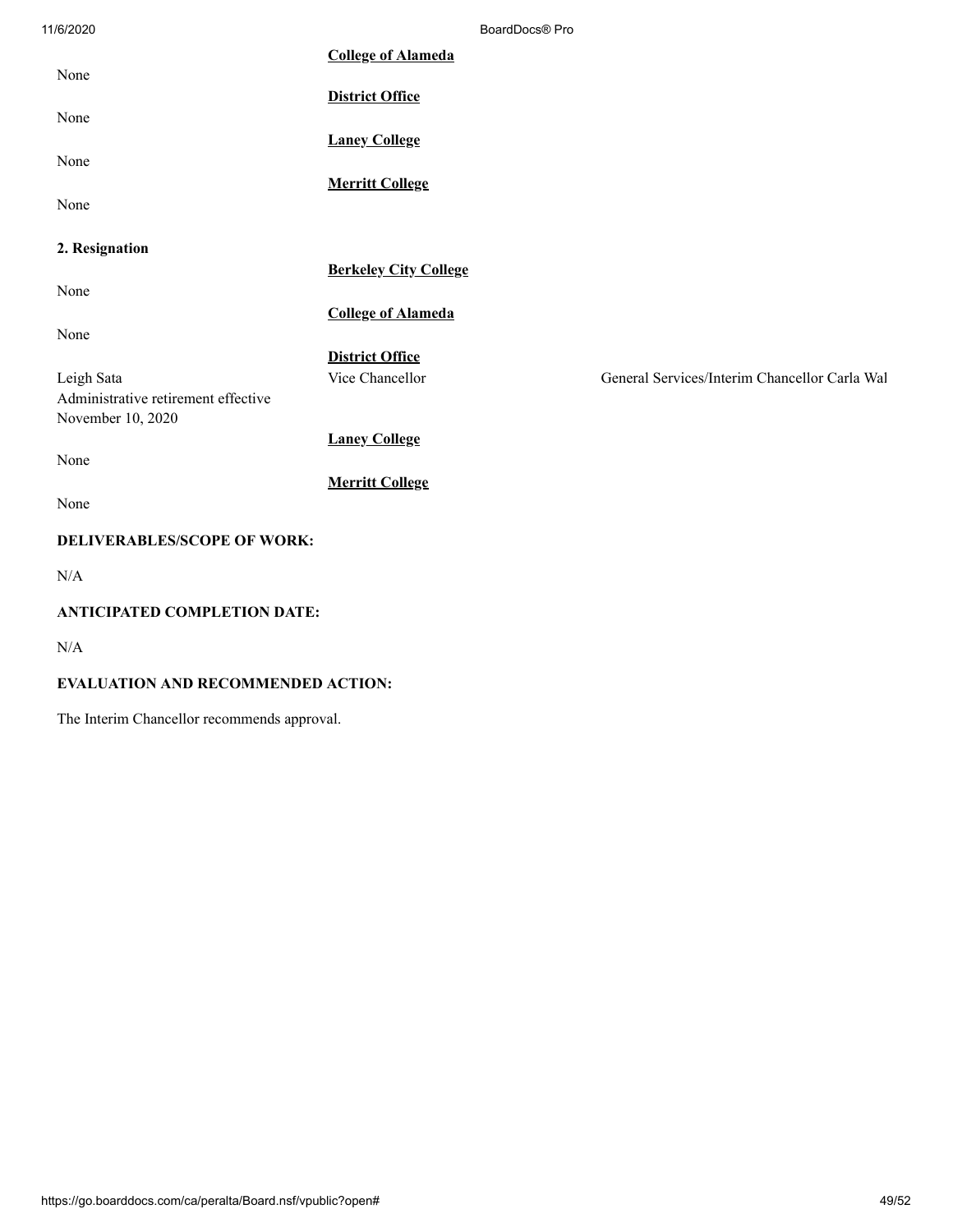**College of Alameda**

None

**District Office**

None

**Laney College**

None

**Merritt College**

None

**2. Resignation**

**Berkeley City College**

None

**College of Alameda**

None

**District Office**

| | | |
|---|---|---|
| Leigh Sata<br>Administrative retirement effective November 10, 2020 | Vice Chancellor | General Services/Interim Chancellor Carla Wal |

**Laney College**

None

**Merritt College**

None

**DELIVERABLES/SCOPE OF WORK:**

N/A

**ANTICIPATED COMPLETION DATE:**

N/A

**EVALUATION AND RECOMMENDED ACTION:**

The Interim Chancellor recommends approval.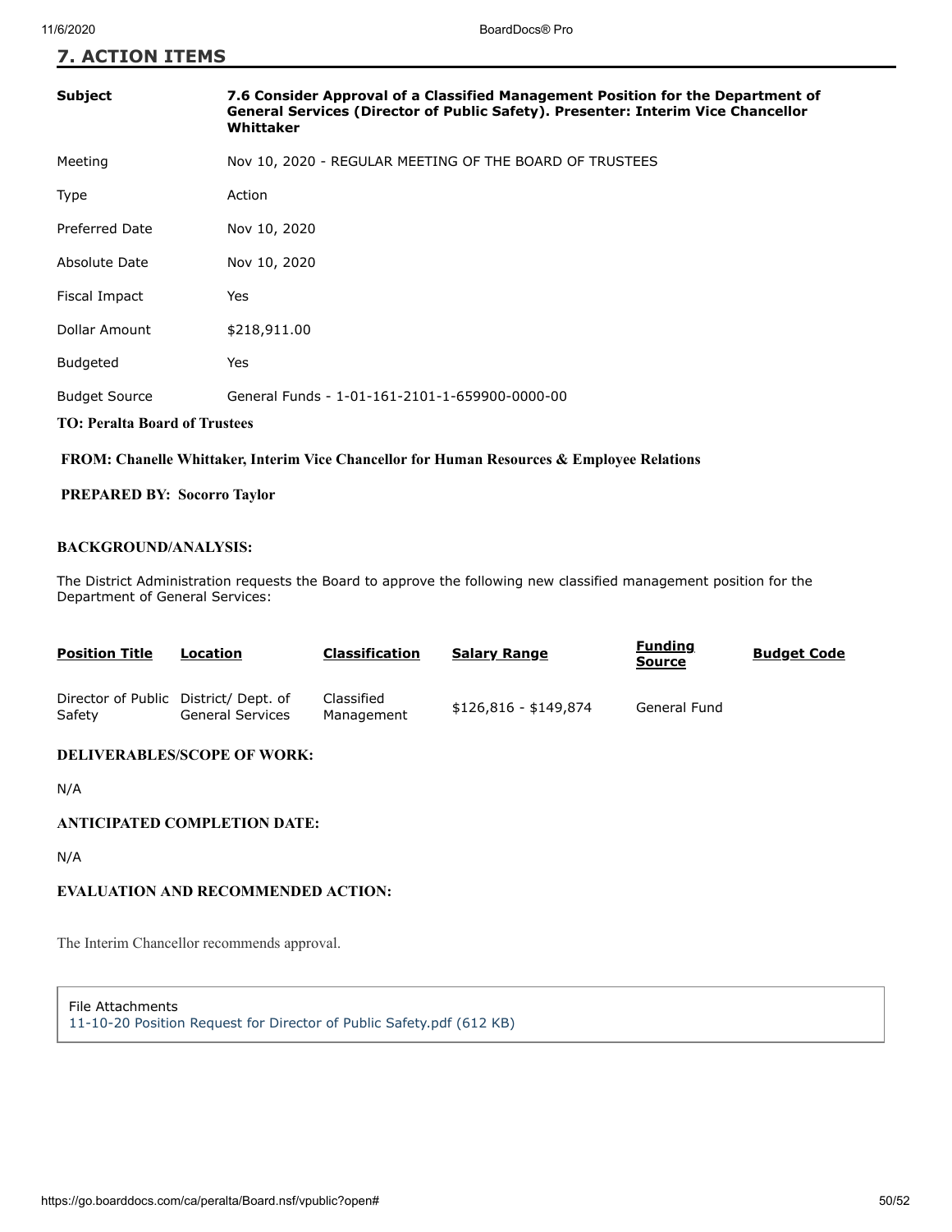## 7. ACTION ITEMS

| | |
|---|---|
| **Subject** | **7.6 Consider Approval of a Classified Management Position for the Department of General Services (Director of Public Safety). Presenter: Interim Vice Chancellor Whittaker** |
| Meeting | Nov 10, 2020 - REGULAR MEETING OF THE BOARD OF TRUSTEES |
| Type | Action |
| Preferred Date | Nov 10, 2020 |
| Absolute Date | Nov 10, 2020 |
| Fiscal Impact | Yes |
| Dollar Amount | $218,911.00 |
| Budgeted | Yes |
| Budget Source | General Funds - 1-01-161-2101-1-659900-0000-00 |

**TO: Peralta Board of Trustees**

**FROM: Chanelle Whittaker, Interim Vice Chancellor for Human Resources & Employee Relations**

**PREPARED BY: Socorro Taylor**

**BACKGROUND/ANALYSIS:**

The District Administration requests the Board to approve the following new classified management position for the Department of General Services:

| Position Title | Location | Classification | Salary Range | Funding Source | Budget Code |
|---|---|---|---|---|---|
| Director of Public Safety | District/ Dept. of General Services | Classified Management | $126,816 - $149,874 | General Fund | |

**DELIVERABLES/SCOPE OF WORK:**

N/A

**ANTICIPATED COMPLETION DATE:**

N/A

**EVALUATION AND RECOMMENDED ACTION:**

The Interim Chancellor recommends approval.

File Attachments
11-10-20 Position Request for Director of Public Safety.pdf (612 KB)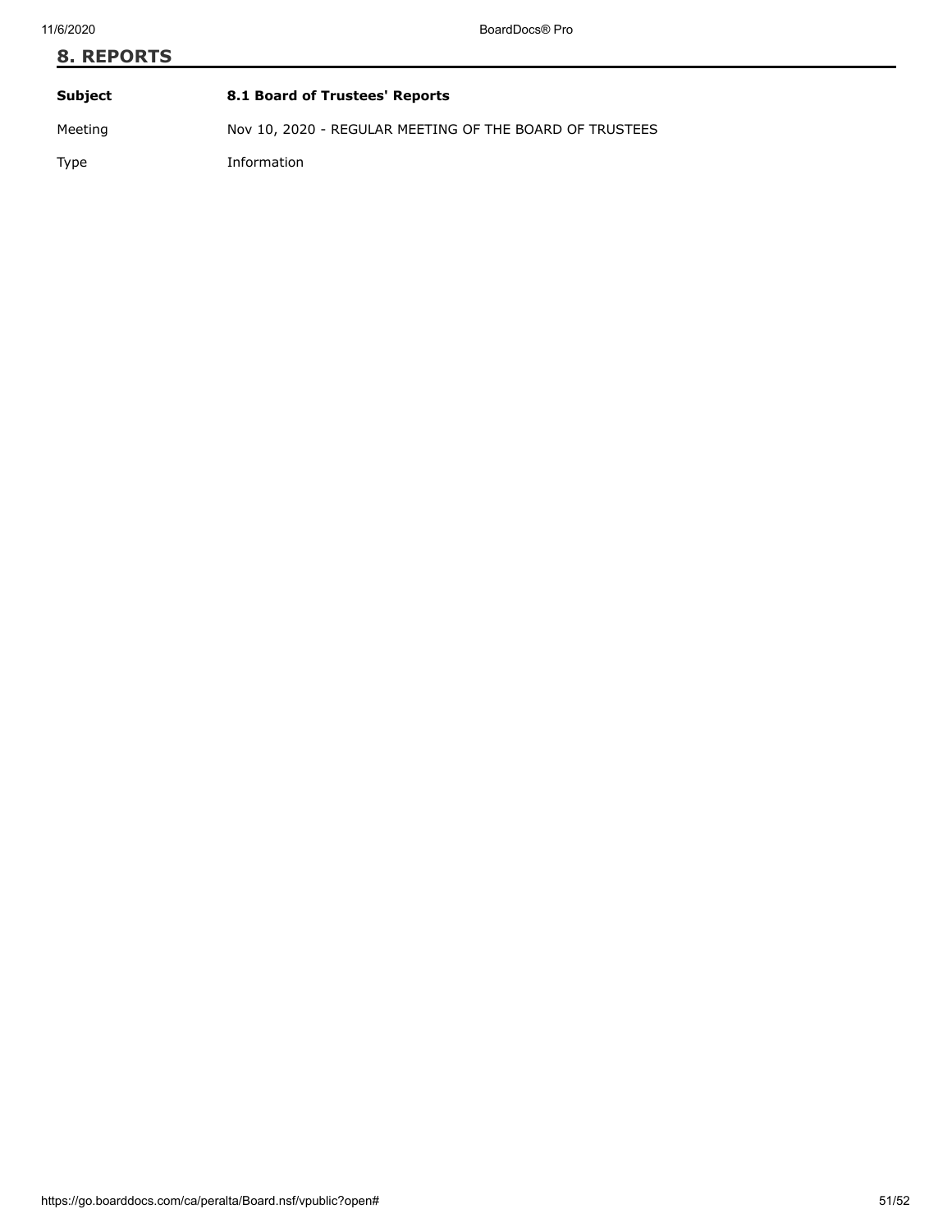## 8. REPORTS

| | |
|---|---|
| **Subject** | **8.1 Board of Trustees' Reports** |
| Meeting | Nov 10, 2020 - REGULAR MEETING OF THE BOARD OF TRUSTEES |
| Type | Information |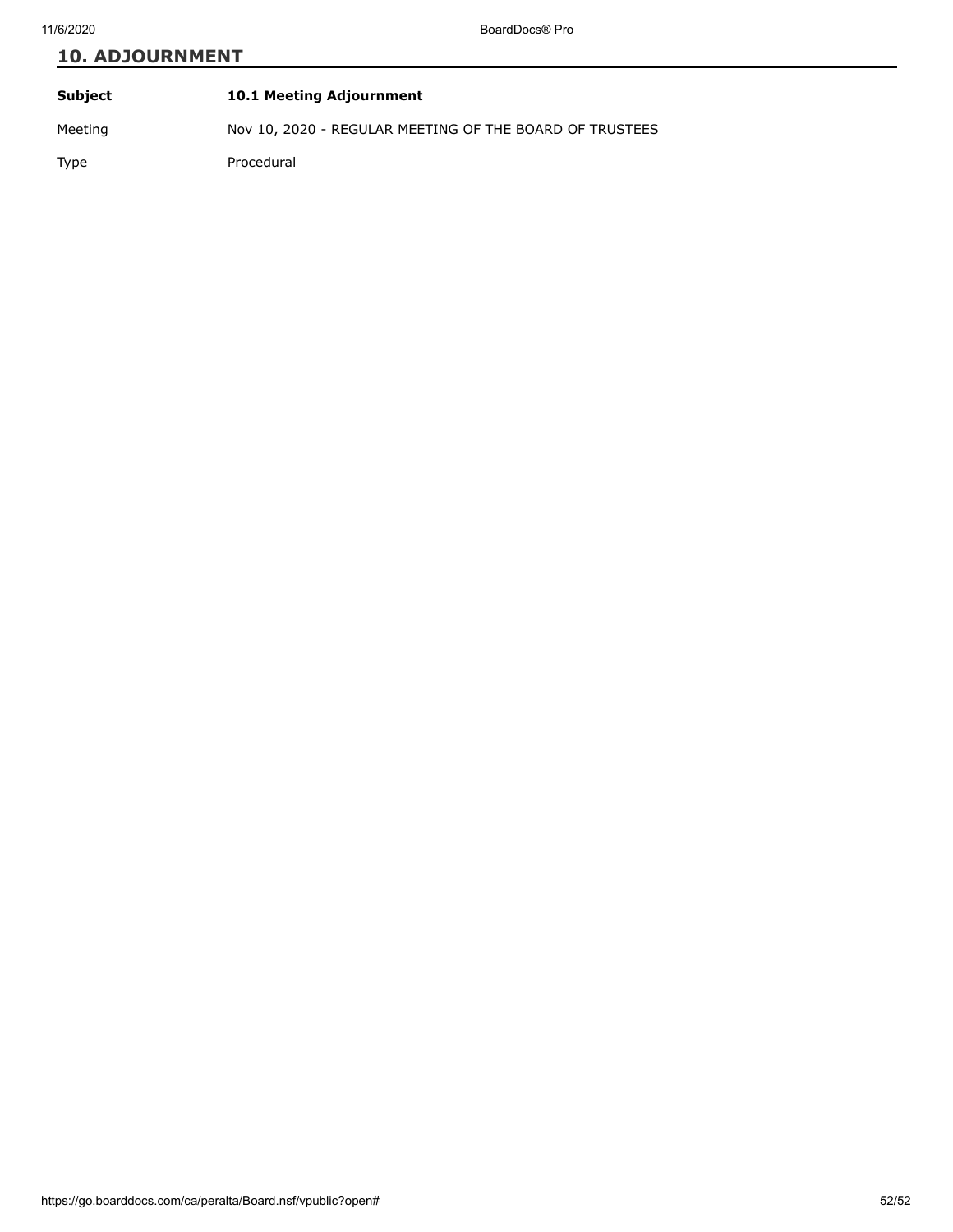## 10. ADJOURNMENT

| | |
|---|---|
| **Subject** | **10.1 Meeting Adjournment** |
| Meeting | Nov 10, 2020 - REGULAR MEETING OF THE BOARD OF TRUSTEES |
| Type | Procedural |